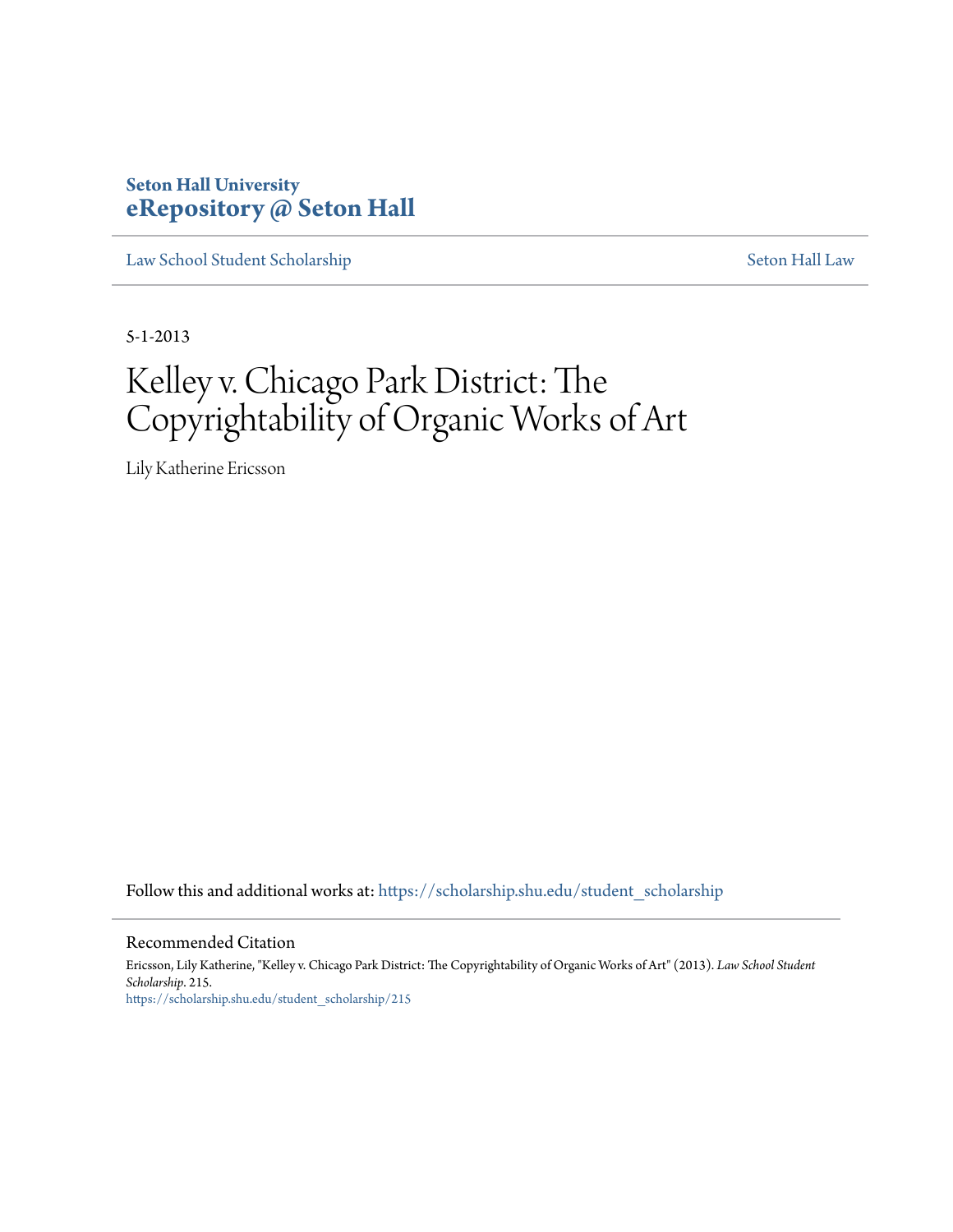**Seton Hall University**
**eRepository @ Seton Hall**

Law School Student Scholarship | Seton Hall Law

5-1-2013

# Kelley v. Chicago Park District: The Copyrightability of Organic Works of Art

Lily Katherine Ericsson

Follow this and additional works at: https://scholarship.shu.edu/student_scholarship

## Recommended Citation

Ericsson, Lily Katherine, "Kelley v. Chicago Park District: The Copyrightability of Organic Works of Art" (2013). *Law School Student Scholarship*. 215.
https://scholarship.shu.edu/student_scholarship/215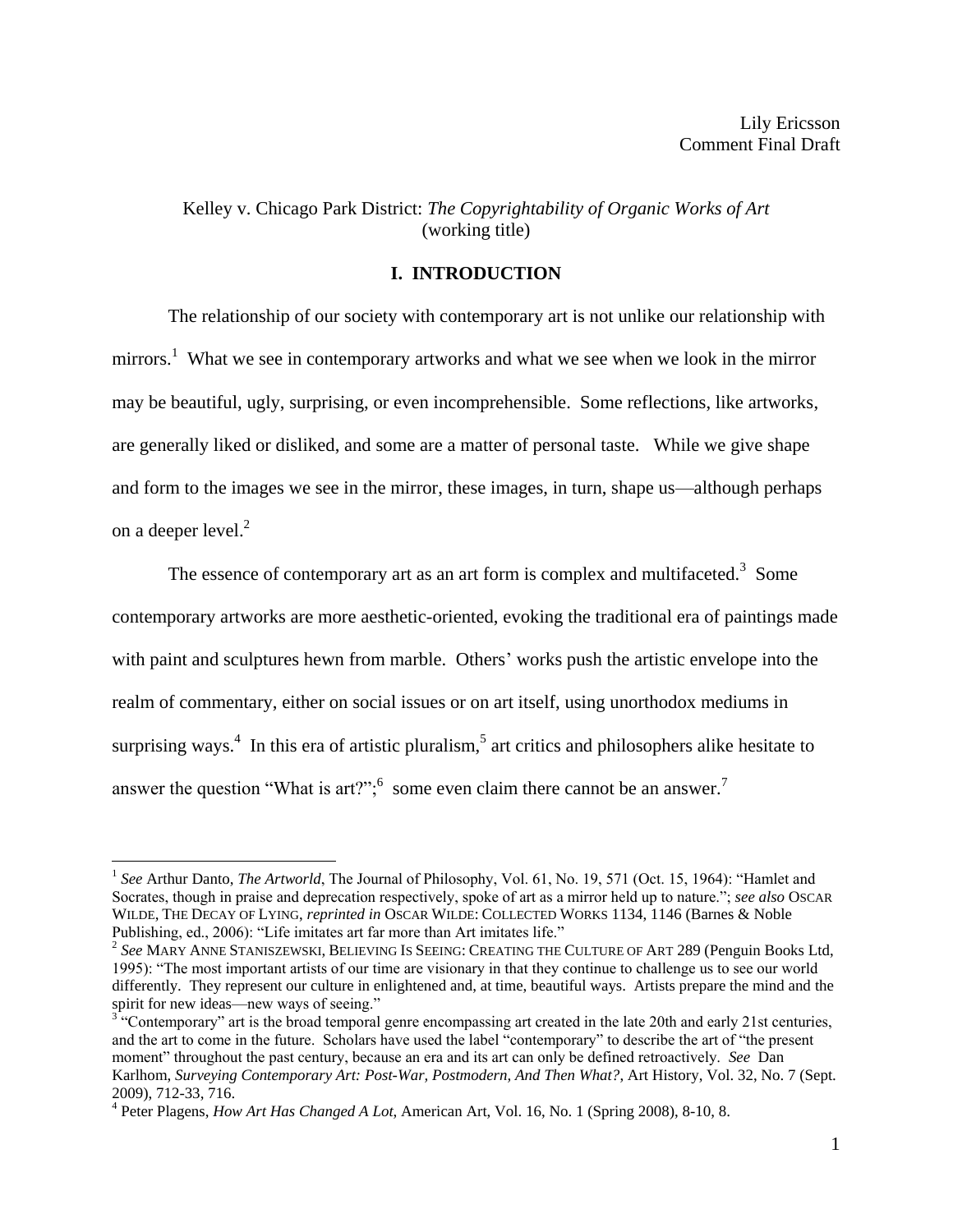Lily Ericsson
Comment Final Draft

Kelley v. Chicago Park District: *The Copyrightability of Organic Works of Art* (working title)

## I. INTRODUCTION

The relationship of our society with contemporary art is not unlike our relationship with mirrors.[1] What we see in contemporary artworks and what we see when we look in the mirror may be beautiful, ugly, surprising, or even incomprehensible. Some reflections, like artworks, are generally liked or disliked, and some are a matter of personal taste. While we give shape and form to the images we see in the mirror, these images, in turn, shape us—although perhaps on a deeper level.[2]

The essence of contemporary art as an art form is complex and multifaceted.[3] Some contemporary artworks are more aesthetic-oriented, evoking the traditional era of paintings made with paint and sculptures hewn from marble. Others' works push the artistic envelope into the realm of commentary, either on social issues or on art itself, using unorthodox mediums in surprising ways.[4] In this era of artistic pluralism,[5] art critics and philosophers alike hesitate to answer the question "What is art?";[6] some even claim there cannot be an answer.[7]

---

[1] *See* Arthur Danto, *The Artworld*, The Journal of Philosophy, Vol. 61, No. 19, 571 (Oct. 15, 1964): "Hamlet and Socrates, though in praise and deprecation respectively, spoke of art as a mirror held up to nature."; *see also* OSCAR WILDE, THE DECAY OF LYING, *reprinted in* OSCAR WILDE: COLLECTED WORKS 1134, 1146 (Barnes & Noble Publishing, ed., 2006): "Life imitates art far more than Art imitates life."

[2] *See* MARY ANNE STANISZEWSKI, BELIEVING IS SEEING: CREATING THE CULTURE OF ART 289 (Penguin Books Ltd, 1995): "The most important artists of our time are visionary in that they continue to challenge us to see our world differently. They represent our culture in enlightened and, at time, beautiful ways. Artists prepare the mind and the spirit for new ideas—new ways of seeing."

[3] "Contemporary" art is the broad temporal genre encompassing art created in the late 20th and early 21st centuries, and the art to come in the future. Scholars have used the label "contemporary" to describe the art of "the present moment" throughout the past century, because an era and its art can only be defined retroactively. *See* Dan Karlhom, *Surveying Contemporary Art: Post-War, Postmodern, And Then What?*, Art History, Vol. 32, No. 7 (Sept. 2009), 712-33, 716.

[4] Peter Plagens, *How Art Has Changed A Lot*, American Art, Vol. 16, No. 1 (Spring 2008), 8-10, 8.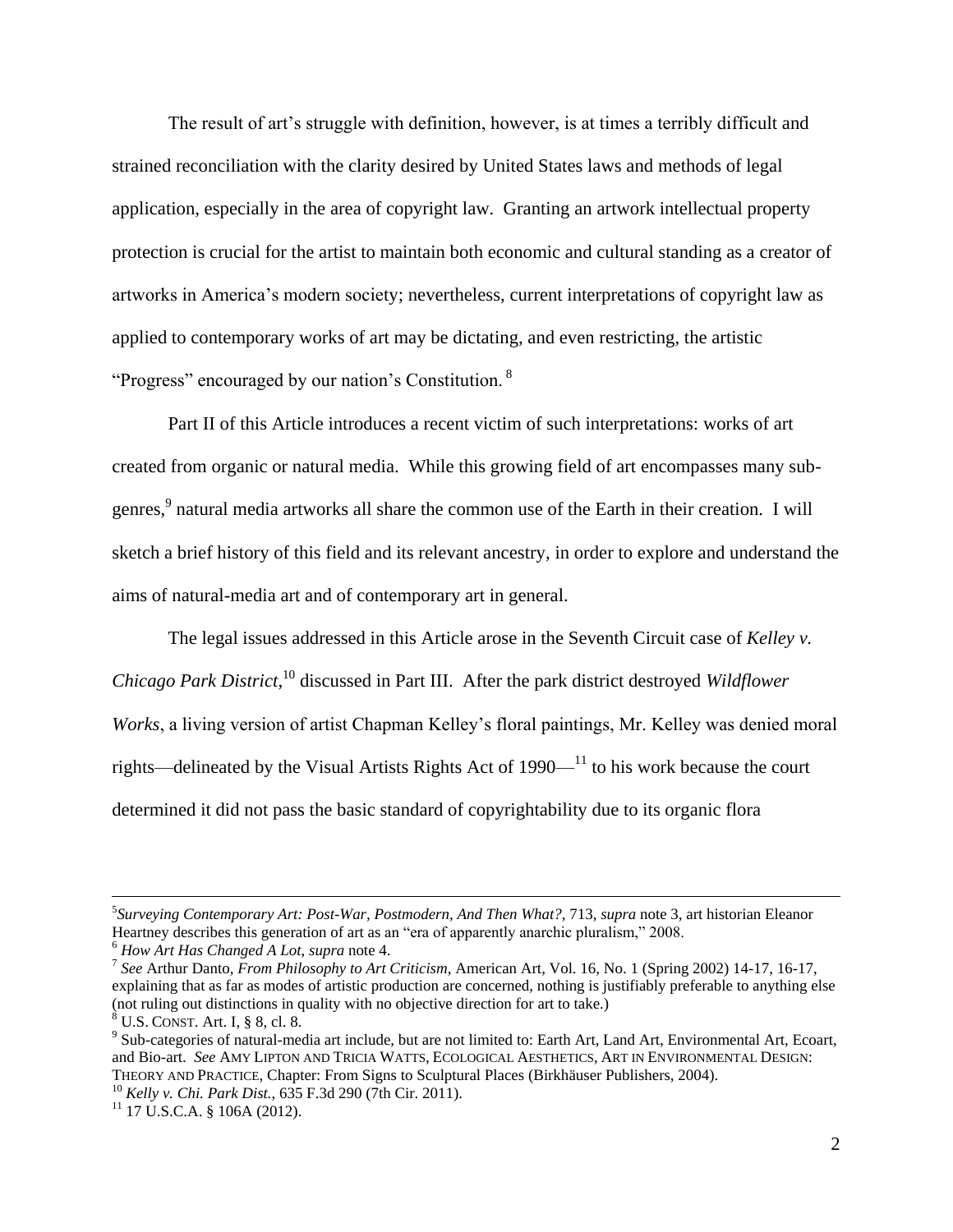The result of art's struggle with definition, however, is at times a terribly difficult and strained reconciliation with the clarity desired by United States laws and methods of legal application, especially in the area of copyright law. Granting an artwork intellectual property protection is crucial for the artist to maintain both economic and cultural standing as a creator of artworks in America's modern society; nevertheless, current interpretations of copyright law as applied to contemporary works of art may be dictating, and even restricting, the artistic "Progress" encouraged by our nation's Constitution. [8]

Part II of this Article introduces a recent victim of such interpretations: works of art created from organic or natural media. While this growing field of art encompasses many sub-genres,[9] natural media artworks all share the common use of the Earth in their creation. I will sketch a brief history of this field and its relevant ancestry, in order to explore and understand the aims of natural-media art and of contemporary art in general.

The legal issues addressed in this Article arose in the Seventh Circuit case of *Kelley v. Chicago Park District*,[10] discussed in Part III. After the park district destroyed *Wildflower Works*, a living version of artist Chapman Kelley's floral paintings, Mr. Kelley was denied moral rights—delineated by the Visual Artists Rights Act of 1990—[11] to his work because the court determined it did not pass the basic standard of copyrightability due to its organic flora

---

[5] *Surveying Contemporary Art: Post-War, Postmodern, And Then What?*, 713, *supra* note 3, art historian Eleanor Heartney describes this generation of art as an "era of apparently anarchic pluralism," 2008.

[6] *How Art Has Changed A Lot*, *supra* note 4.

[7] *See* Arthur Danto, *From Philosophy to Art Criticism*, American Art, Vol. 16, No. 1 (Spring 2002) 14-17, 16-17, explaining that as far as modes of artistic production are concerned, nothing is justifiably preferable to anything else (not ruling out distinctions in quality with no objective direction for art to take.)

[8] U.S. CONST. Art. I, § 8, cl. 8.

[9] Sub-categories of natural-media art include, but are not limited to: Earth Art, Land Art, Environmental Art, Ecoart, and Bio-art. *See* AMY LIPTON AND TRICIA WATTS, ECOLOGICAL AESTHETICS, ART IN ENVIRONMENTAL DESIGN: THEORY AND PRACTICE, Chapter: From Signs to Sculptural Places (Birkhäuser Publishers, 2004).

[10] *Kelly v. Chi. Park Dist.*, 635 F.3d 290 (7th Cir. 2011).

[11] 17 U.S.C.A. § 106A (2012).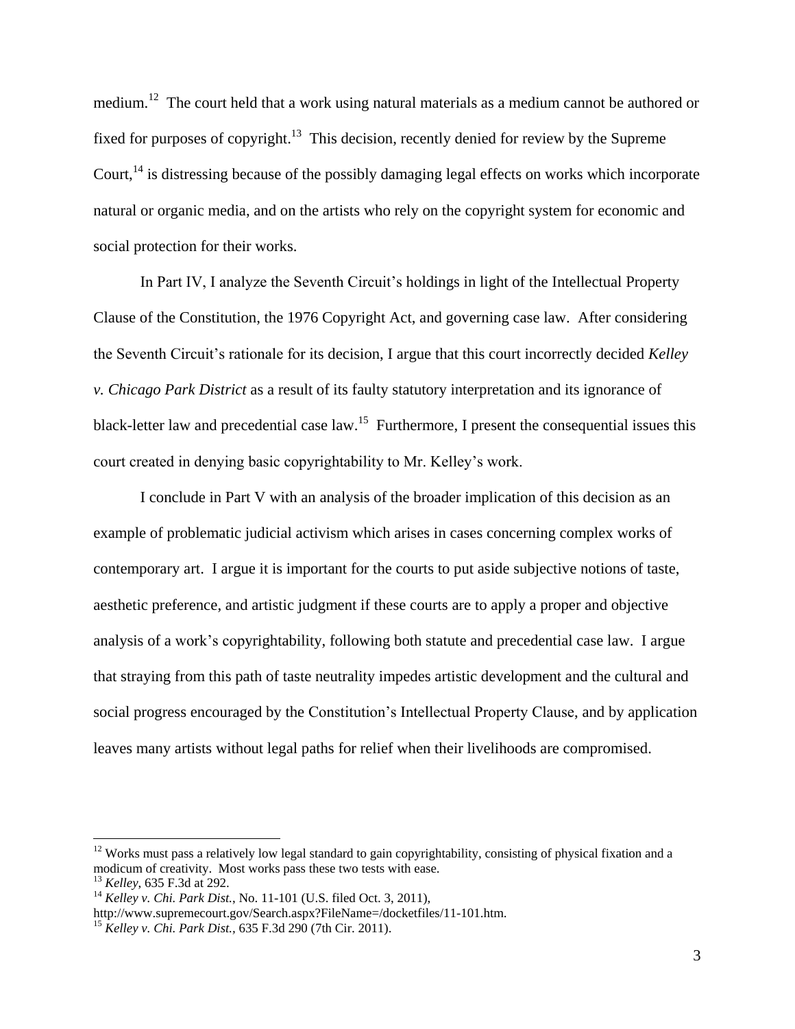medium.[12] The court held that a work using natural materials as a medium cannot be authored or fixed for purposes of copyright.[13] This decision, recently denied for review by the Supreme Court,[14] is distressing because of the possibly damaging legal effects on works which incorporate natural or organic media, and on the artists who rely on the copyright system for economic and social protection for their works.

In Part IV, I analyze the Seventh Circuit's holdings in light of the Intellectual Property Clause of the Constitution, the 1976 Copyright Act, and governing case law. After considering the Seventh Circuit's rationale for its decision, I argue that this court incorrectly decided *Kelley v. Chicago Park District* as a result of its faulty statutory interpretation and its ignorance of black-letter law and precedential case law.[15] Furthermore, I present the consequential issues this court created in denying basic copyrightability to Mr. Kelley's work.

I conclude in Part V with an analysis of the broader implication of this decision as an example of problematic judicial activism which arises in cases concerning complex works of contemporary art. I argue it is important for the courts to put aside subjective notions of taste, aesthetic preference, and artistic judgment if these courts are to apply a proper and objective analysis of a work's copyrightability, following both statute and precedential case law. I argue that straying from this path of taste neutrality impedes artistic development and the cultural and social progress encouraged by the Constitution's Intellectual Property Clause, and by application leaves many artists without legal paths for relief when their livelihoods are compromised.

---

[12] Works must pass a relatively low legal standard to gain copyrightability, consisting of physical fixation and a modicum of creativity. Most works pass these two tests with ease.

[13] *Kelley*, 635 F.3d at 292.

[14] *Kelley v. Chi. Park Dist.*, No. 11-101 (U.S. filed Oct. 3, 2011), http://www.supremecourt.gov/Search.aspx?FileName=/docketfiles/11-101.htm.

[15] *Kelley v. Chi. Park Dist.*, 635 F.3d 290 (7th Cir. 2011).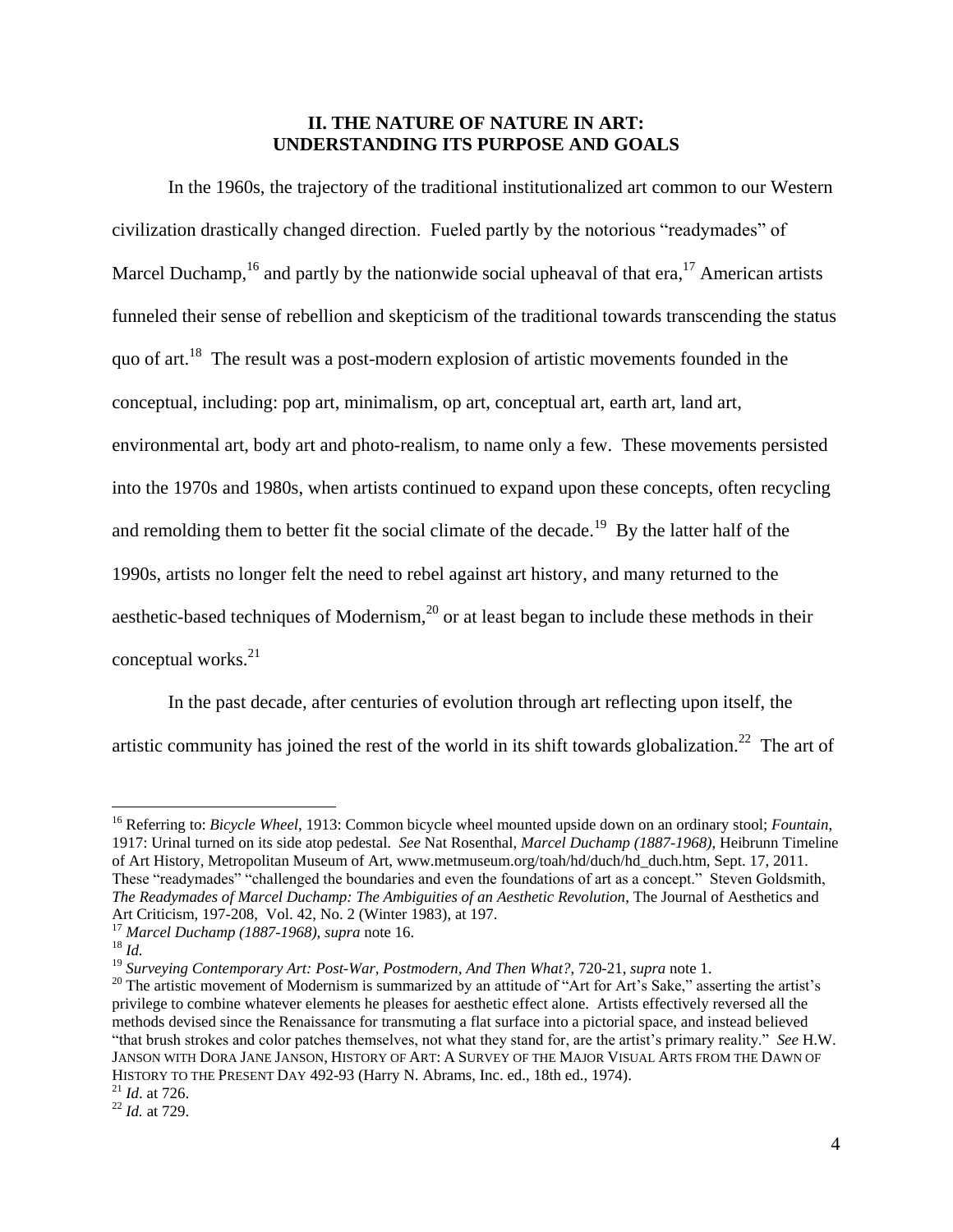## II. THE NATURE OF NATURE IN ART: UNDERSTANDING ITS PURPOSE AND GOALS

In the 1960s, the trajectory of the traditional institutionalized art common to our Western civilization drastically changed direction. Fueled partly by the notorious "readymades" of Marcel Duchamp,[16] and partly by the nationwide social upheaval of that era,[17] American artists funneled their sense of rebellion and skepticism of the traditional towards transcending the status quo of art.[18] The result was a post-modern explosion of artistic movements founded in the conceptual, including: pop art, minimalism, op art, conceptual art, earth art, land art, environmental art, body art and photo-realism, to name only a few. These movements persisted into the 1970s and 1980s, when artists continued to expand upon these concepts, often recycling and remolding them to better fit the social climate of the decade.[19] By the latter half of the 1990s, artists no longer felt the need to rebel against art history, and many returned to the aesthetic-based techniques of Modernism,[20] or at least began to include these methods in their conceptual works.[21]

In the past decade, after centuries of evolution through art reflecting upon itself, the artistic community has joined the rest of the world in its shift towards globalization.[22] The art of

---

[16] Referring to: *Bicycle Wheel*, 1913: Common bicycle wheel mounted upside down on an ordinary stool; *Fountain*, 1917: Urinal turned on its side atop pedestal. *See* Nat Rosenthal, *Marcel Duchamp (1887-1968)*, Heibrunn Timeline of Art History, Metropolitan Museum of Art, www.metmuseum.org/toah/hd/duch/hd_duch.htm, Sept. 17, 2011. These "readymades" "challenged the boundaries and even the foundations of art as a concept." Steven Goldsmith, *The Readymades of Marcel Duchamp: The Ambiguities of an Aesthetic Revolution*, The Journal of Aesthetics and Art Criticism, 197-208, Vol. 42, No. 2 (Winter 1983), at 197.

[17] *Marcel Duchamp (1887-1968), supra* note 16.

[18] *Id.*

[19] *Surveying Contemporary Art: Post-War, Postmodern, And Then What?*, 720-21, *supra* note 1.

[20] The artistic movement of Modernism is summarized by an attitude of "Art for Art's Sake," asserting the artist's privilege to combine whatever elements he pleases for aesthetic effect alone. Artists effectively reversed all the methods devised since the Renaissance for transmuting a flat surface into a pictorial space, and instead believed "that brush strokes and color patches themselves, not what they stand for, are the artist's primary reality." *See* H.W. JANSON WITH DORA JANE JANSON, HISTORY OF ART: A SURVEY OF THE MAJOR VISUAL ARTS FROM THE DAWN OF HISTORY TO THE PRESENT DAY 492-93 (Harry N. Abrams, Inc. ed., 18th ed., 1974).

[21] *Id.* at 726.

[22] *Id.* at 729.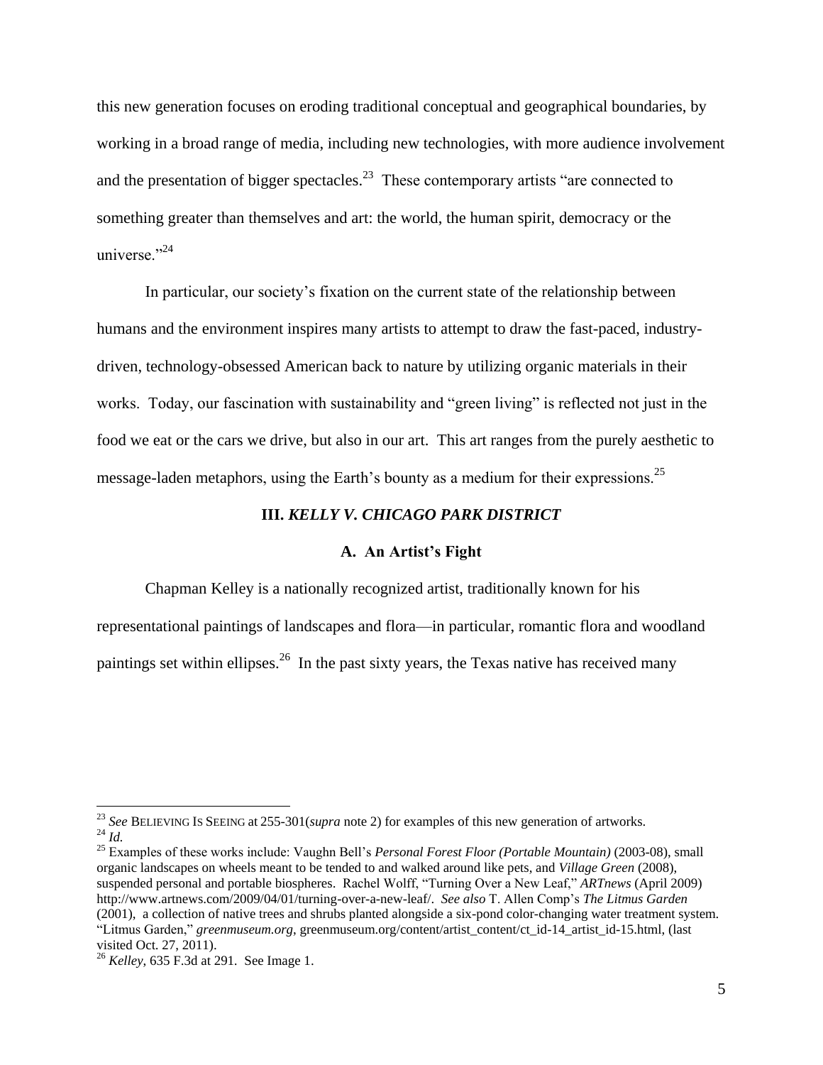this new generation focuses on eroding traditional conceptual and geographical boundaries, by working in a broad range of media, including new technologies, with more audience involvement and the presentation of bigger spectacles.[23] These contemporary artists "are connected to something greater than themselves and art: the world, the human spirit, democracy or the universe."[24]

In particular, our society's fixation on the current state of the relationship between humans and the environment inspires many artists to attempt to draw the fast-paced, industry-driven, technology-obsessed American back to nature by utilizing organic materials in their works. Today, our fascination with sustainability and "green living" is reflected not just in the food we eat or the cars we drive, but also in our art. This art ranges from the purely aesthetic to message-laden metaphors, using the Earth's bounty as a medium for their expressions.[25]

## III. *KELLY V. CHICAGO PARK DISTRICT*

### A. An Artist's Fight

Chapman Kelley is a nationally recognized artist, traditionally known for his representational paintings of landscapes and flora—in particular, romantic flora and woodland paintings set within ellipses.[26] In the past sixty years, the Texas native has received many

---

[23] *See* BELIEVING IS SEEING at 255-301(*supra* note 2) for examples of this new generation of artworks.

[24] *Id.*

[25] Examples of these works include: Vaughn Bell's *Personal Forest Floor (Portable Mountain)* (2003-08), small organic landscapes on wheels meant to be tended to and walked around like pets, and *Village Green* (2008), suspended personal and portable biospheres. Rachel Wolff, "Turning Over a New Leaf," *ARTnews* (April 2009) http://www.artnews.com/2009/04/01/turning-over-a-new-leaf/. *See also* T. Allen Comp's *The Litmus Garden* (2001), a collection of native trees and shrubs planted alongside a six-pond color-changing water treatment system. "Litmus Garden," *greenmuseum.org*, greenmuseum.org/content/artist_content/ct_id-14_artist_id-15.html, (last visited Oct. 27, 2011).

[26] *Kelley*, 635 F.3d at 291. See Image 1.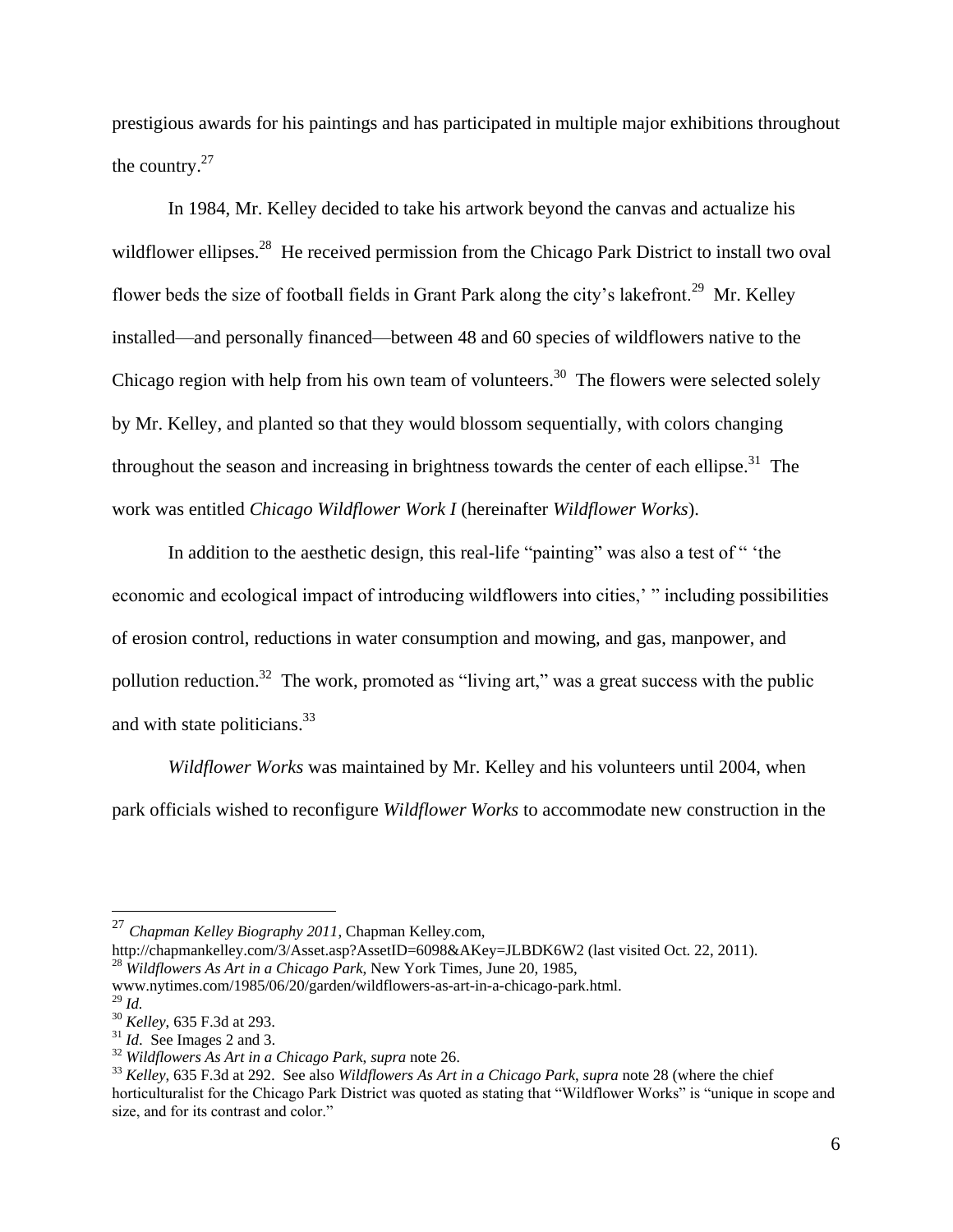prestigious awards for his paintings and has participated in multiple major exhibitions throughout the country.[27]

In 1984, Mr. Kelley decided to take his artwork beyond the canvas and actualize his wildflower ellipses.[28] He received permission from the Chicago Park District to install two oval flower beds the size of football fields in Grant Park along the city's lakefront.[29] Mr. Kelley installed—and personally financed—between 48 and 60 species of wildflowers native to the Chicago region with help from his own team of volunteers.[30] The flowers were selected solely by Mr. Kelley, and planted so that they would blossom sequentially, with colors changing throughout the season and increasing in brightness towards the center of each ellipse.[31] The work was entitled *Chicago Wildflower Work I* (hereinafter *Wildflower Works*).

In addition to the aesthetic design, this real-life "painting" was also a test of " 'the economic and ecological impact of introducing wildflowers into cities,' " including possibilities of erosion control, reductions in water consumption and mowing, and gas, manpower, and pollution reduction.[32] The work, promoted as "living art," was a great success with the public and with state politicians.[33]

*Wildflower Works* was maintained by Mr. Kelley and his volunteers until 2004, when park officials wished to reconfigure *Wildflower Works* to accommodate new construction in the

---

[27] *Chapman Kelley Biography 2011*, Chapman Kelley.com, http://chapmankelley.com/3/Asset.asp?AssetID=6098&AKey=JLBDK6W2 (last visited Oct. 22, 2011).

[28] *Wildflowers As Art in a Chicago Park*, New York Times, June 20, 1985, www.nytimes.com/1985/06/20/garden/wildflowers-as-art-in-a-chicago-park.html.

[29] *Id.*

[30] *Kelley*, 635 F.3d at 293.

[31] *Id*. See Images 2 and 3.

[32] *Wildflowers As Art in a Chicago Park*, *supra* note 26.

[33] *Kelley*, 635 F.3d at 292. See also *Wildflowers As Art in a Chicago Park*, *supra* note 28 (where the chief horticulturalist for the Chicago Park District was quoted as stating that "Wildflower Works" is "unique in scope and size, and for its contrast and color."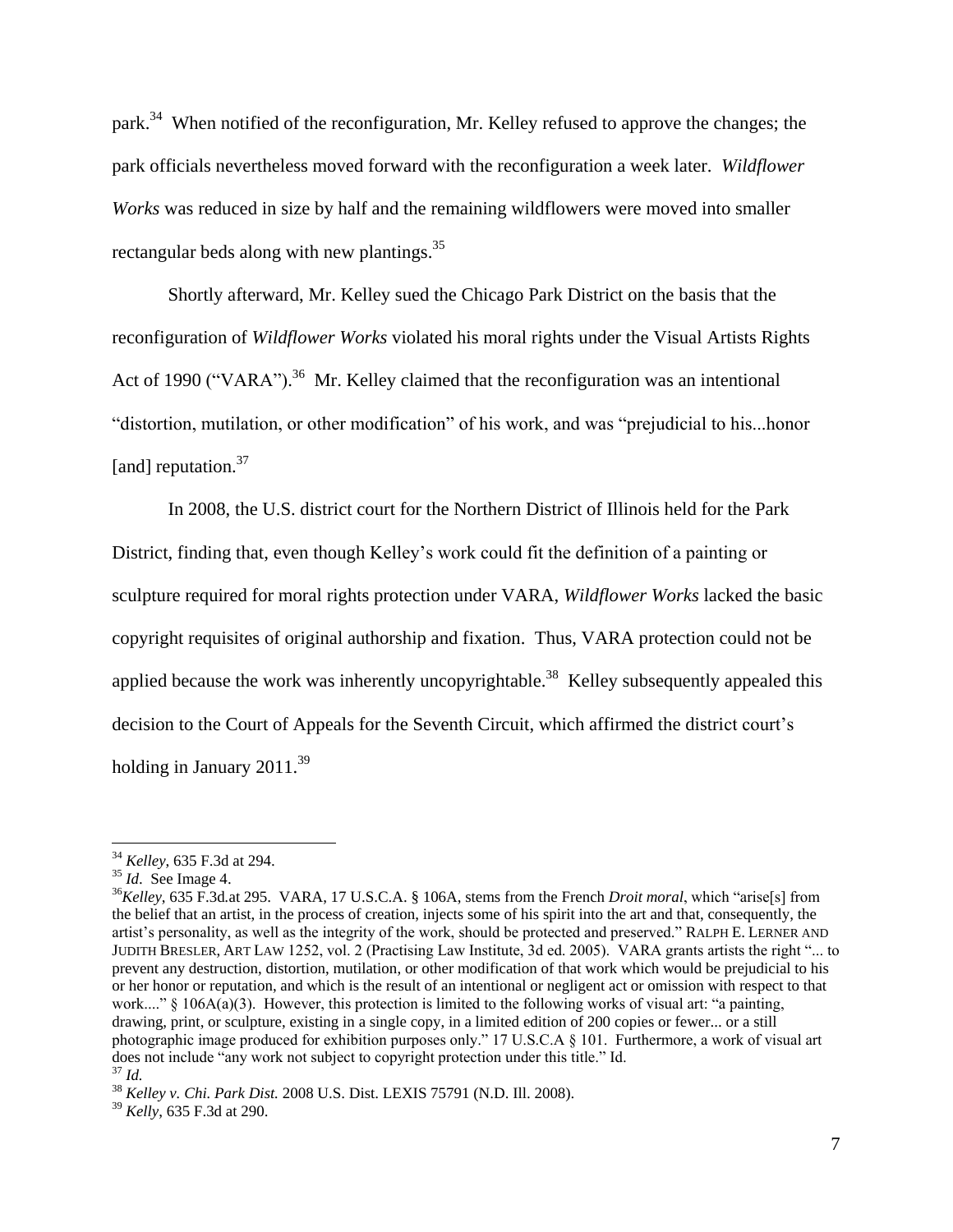park.[34] When notified of the reconfiguration, Mr. Kelley refused to approve the changes; the park officials nevertheless moved forward with the reconfiguration a week later. *Wildflower Works* was reduced in size by half and the remaining wildflowers were moved into smaller rectangular beds along with new plantings.[35]

Shortly afterward, Mr. Kelley sued the Chicago Park District on the basis that the reconfiguration of *Wildflower Works* violated his moral rights under the Visual Artists Rights Act of 1990 ("VARA").[36] Mr. Kelley claimed that the reconfiguration was an intentional "distortion, mutilation, or other modification" of his work, and was "prejudicial to his...honor [and] reputation.[37]

In 2008, the U.S. district court for the Northern District of Illinois held for the Park District, finding that, even though Kelley's work could fit the definition of a painting or sculpture required for moral rights protection under VARA, *Wildflower Works* lacked the basic copyright requisites of original authorship and fixation. Thus, VARA protection could not be applied because the work was inherently uncopyrightable.[38] Kelley subsequently appealed this decision to the Court of Appeals for the Seventh Circuit, which affirmed the district court's holding in January 2011.[39]

---

[34] *Kelley*, 635 F.3d at 294.

[35] *Id*. See Image 4.

[36] *Kelley*, 635 F.3d.at 295. VARA, 17 U.S.C.A. § 106A, stems from the French *Droit moral*, which "arise[s] from the belief that an artist, in the process of creation, injects some of his spirit into the art and that, consequently, the artist's personality, as well as the integrity of the work, should be protected and preserved." RALPH E. LERNER AND JUDITH BRESLER, ART LAW 1252, vol. 2 (Practising Law Institute, 3d ed. 2005). VARA grants artists the right "... to prevent any destruction, distortion, mutilation, or other modification of that work which would be prejudicial to his or her honor or reputation, and which is the result of an intentional or negligent act or omission with respect to that work...." § 106A(a)(3). However, this protection is limited to the following works of visual art: "a painting, drawing, print, or sculpture, existing in a single copy, in a limited edition of 200 copies or fewer... or a still photographic image produced for exhibition purposes only." 17 U.S.C.A § 101. Furthermore, a work of visual art does not include "any work not subject to copyright protection under this title." Id.

[37] *Id.*

[38] *Kelley v. Chi. Park Dist.* 2008 U.S. Dist. LEXIS 75791 (N.D. Ill. 2008).

[39] *Kelly*, 635 F.3d at 290.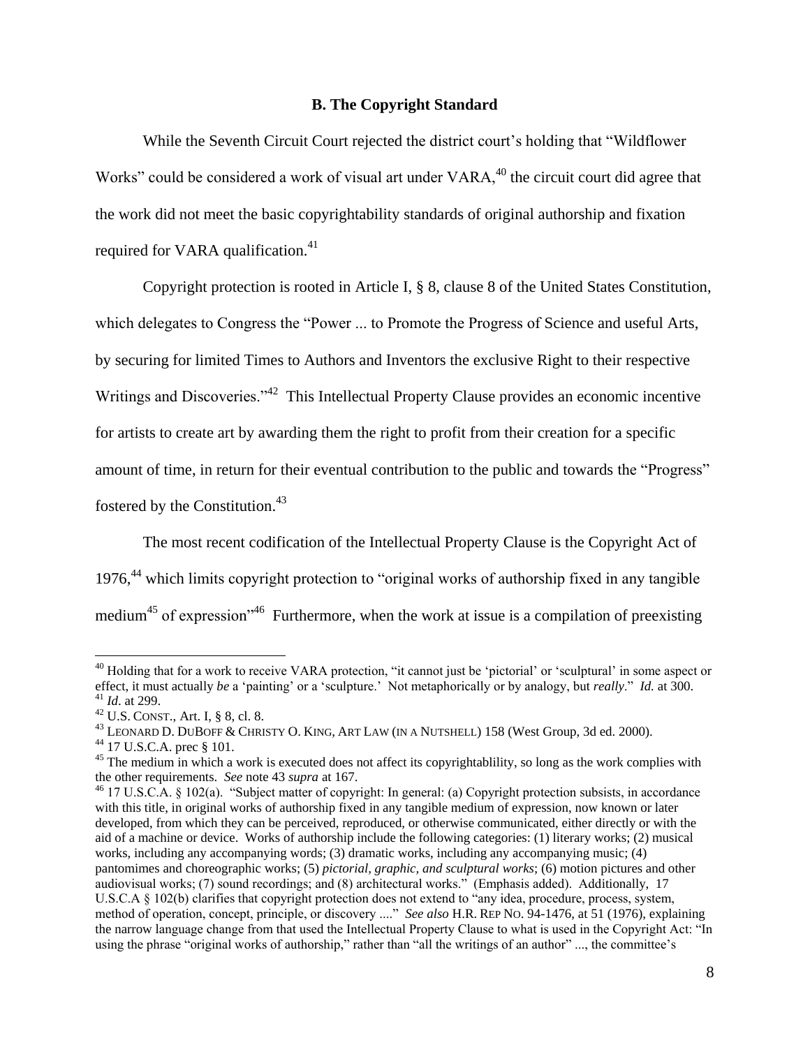### B. The Copyright Standard

While the Seventh Circuit Court rejected the district court's holding that "Wildflower Works" could be considered a work of visual art under VARA,[40] the circuit court did agree that the work did not meet the basic copyrightability standards of original authorship and fixation required for VARA qualification.[41]

Copyright protection is rooted in Article I, § 8, clause 8 of the United States Constitution, which delegates to Congress the "Power ... to Promote the Progress of Science and useful Arts, by securing for limited Times to Authors and Inventors the exclusive Right to their respective Writings and Discoveries."[42] This Intellectual Property Clause provides an economic incentive for artists to create art by awarding them the right to profit from their creation for a specific amount of time, in return for their eventual contribution to the public and towards the "Progress" fostered by the Constitution.[43]

The most recent codification of the Intellectual Property Clause is the Copyright Act of 1976,[44] which limits copyright protection to "original works of authorship fixed in any tangible medium[45] of expression"[46] Furthermore, when the work at issue is a compilation of preexisting

---

[40] Holding that for a work to receive VARA protection, "it cannot just be 'pictorial' or 'sculptural' in some aspect or effect, it must actually *be* a 'painting' or a 'sculpture.' Not metaphorically or by analogy, but *really*." *Id.* at 300.

[41] *Id.* at 299.

[42] U.S. CONST., Art. I, § 8, cl. 8.

[43] LEONARD D. DUBOFF & CHRISTY O. KING, ART LAW (IN A NUTSHELL) 158 (West Group, 3d ed. 2000).

[44] 17 U.S.C.A. prec § 101.

[45] The medium in which a work is executed does not affect its copyrightablility, so long as the work complies with the other requirements. *See* note 43 *supra* at 167.

[46] 17 U.S.C.A. § 102(a). "Subject matter of copyright: In general: (a) Copyright protection subsists, in accordance with this title, in original works of authorship fixed in any tangible medium of expression, now known or later developed, from which they can be perceived, reproduced, or otherwise communicated, either directly or with the aid of a machine or device. Works of authorship include the following categories: (1) literary works; (2) musical works, including any accompanying words; (3) dramatic works, including any accompanying music; (4) pantomimes and choreographic works; (5) *pictorial, graphic, and sculptural works*; (6) motion pictures and other audiovisual works; (7) sound recordings; and (8) architectural works." (Emphasis added). Additionally, 17 U.S.C.A § 102(b) clarifies that copyright protection does not extend to "any idea, procedure, process, system, method of operation, concept, principle, or discovery ...." *See also* H.R. REP NO. 94-1476, at 51 (1976), explaining the narrow language change from that used the Intellectual Property Clause to what is used in the Copyright Act: "In using the phrase "original works of authorship," rather than "all the writings of an author" ..., the committee's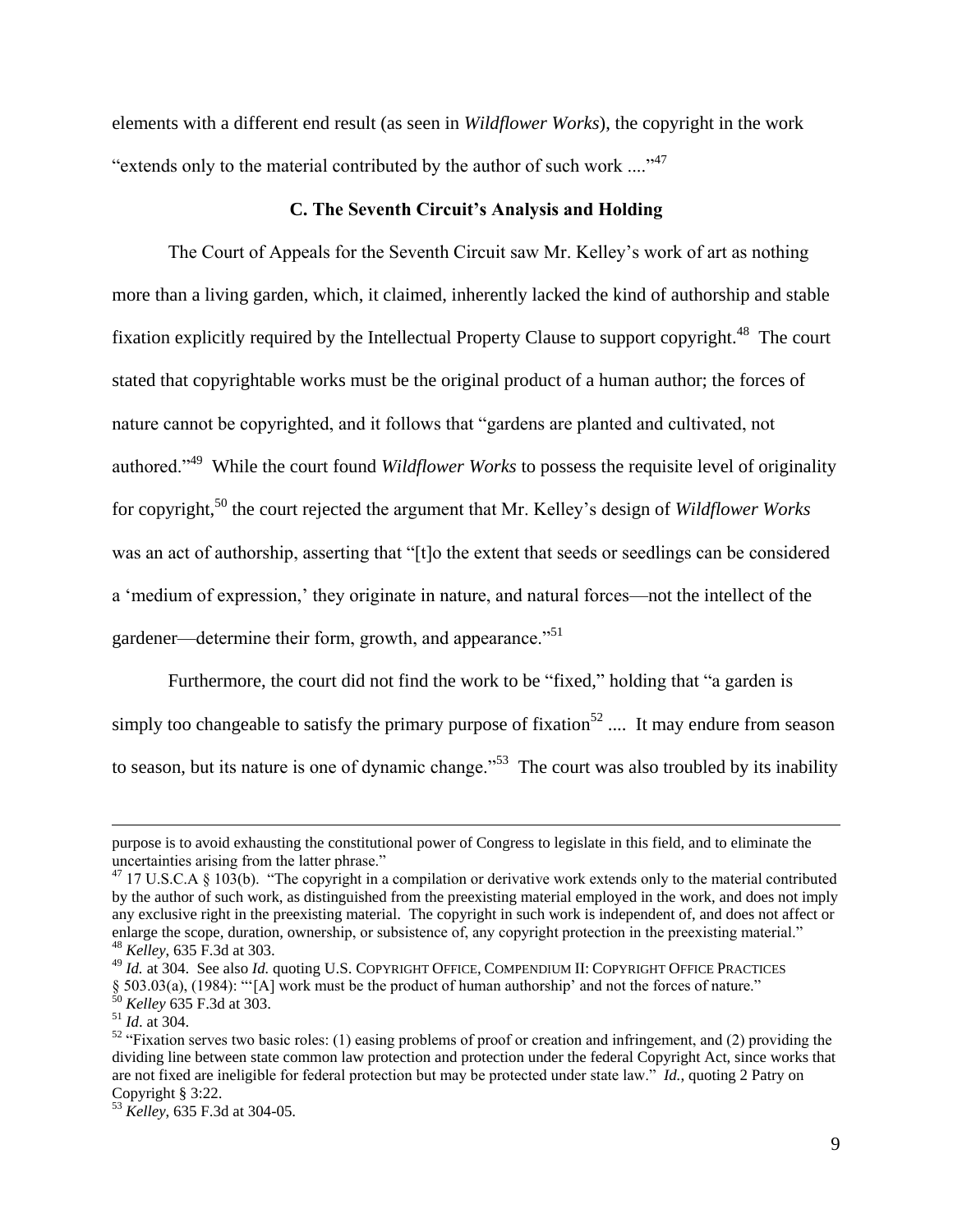elements with a different end result (as seen in *Wildflower Works*), the copyright in the work "extends only to the material contributed by the author of such work ...."[47]

### C. The Seventh Circuit's Analysis and Holding

The Court of Appeals for the Seventh Circuit saw Mr. Kelley's work of art as nothing more than a living garden, which, it claimed, inherently lacked the kind of authorship and stable fixation explicitly required by the Intellectual Property Clause to support copyright.[48] The court stated that copyrightable works must be the original product of a human author; the forces of nature cannot be copyrighted, and it follows that "gardens are planted and cultivated, not authored."[49] While the court found *Wildflower Works* to possess the requisite level of originality for copyright,[50] the court rejected the argument that Mr. Kelley's design of *Wildflower Works* was an act of authorship, asserting that "[t]o the extent that seeds or seedlings can be considered a 'medium of expression,' they originate in nature, and natural forces—not the intellect of the gardener—determine their form, growth, and appearance."[51]

Furthermore, the court did not find the work to be "fixed," holding that "a garden is simply too changeable to satisfy the primary purpose of fixation[52] .... It may endure from season to season, but its nature is one of dynamic change."[53] The court was also troubled by its inability

---

purpose is to avoid exhausting the constitutional power of Congress to legislate in this field, and to eliminate the uncertainties arising from the latter phrase."

[47] 17 U.S.C.A § 103(b). "The copyright in a compilation or derivative work extends only to the material contributed by the author of such work, as distinguished from the preexisting material employed in the work, and does not imply any exclusive right in the preexisting material. The copyright in such work is independent of, and does not affect or enlarge the scope, duration, ownership, or subsistence of, any copyright protection in the preexisting material."

[48] *Kelley*, 635 F.3d at 303.

[49] *Id.* at 304. See also *Id.* quoting U.S. COPYRIGHT OFFICE, COMPENDIUM II: COPYRIGHT OFFICE PRACTICES § 503.03(a), (1984): "'[A] work must be the product of human authorship' and not the forces of nature."

[50] *Kelley* 635 F.3d at 303.

[51] *Id.* at 304.

[52] "Fixation serves two basic roles: (1) easing problems of proof or creation and infringement, and (2) providing the dividing line between state common law protection and protection under the federal Copyright Act, since works that are not fixed are ineligible for federal protection but may be protected under state law." *Id.*, quoting 2 Patry on Copyright § 3:22.

[53] *Kelley*, 635 F.3d at 304-05.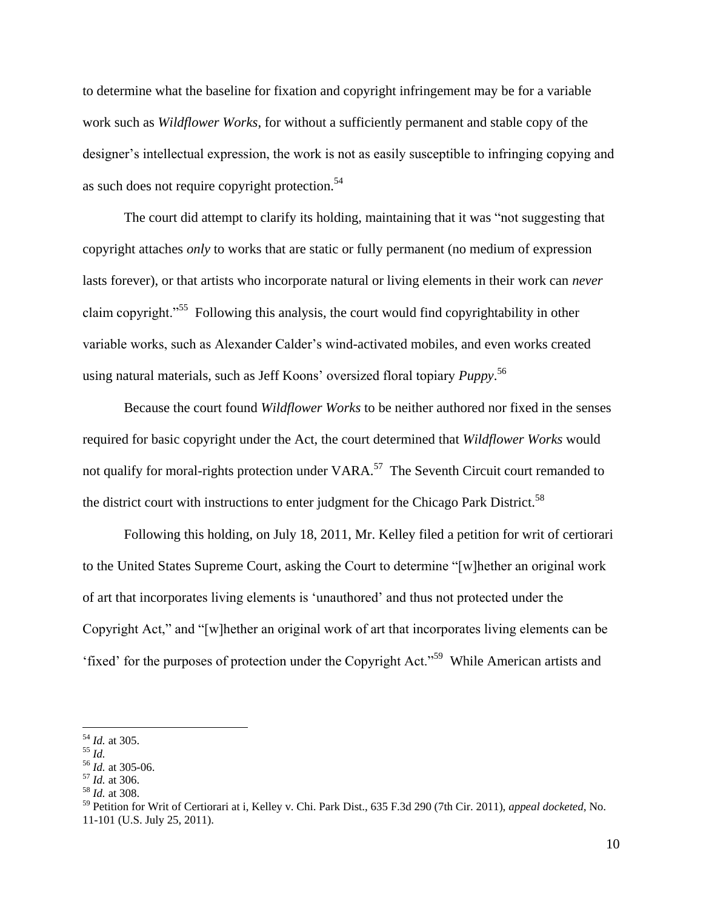to determine what the baseline for fixation and copyright infringement may be for a variable work such as *Wildflower Works*, for without a sufficiently permanent and stable copy of the designer's intellectual expression, the work is not as easily susceptible to infringing copying and as such does not require copyright protection.[54]

The court did attempt to clarify its holding, maintaining that it was "not suggesting that copyright attaches *only* to works that are static or fully permanent (no medium of expression lasts forever), or that artists who incorporate natural or living elements in their work can *never* claim copyright."[55] Following this analysis, the court would find copyrightability in other variable works, such as Alexander Calder's wind-activated mobiles, and even works created using natural materials, such as Jeff Koons' oversized floral topiary *Puppy*.[56]

Because the court found *Wildflower Works* to be neither authored nor fixed in the senses required for basic copyright under the Act, the court determined that *Wildflower Works* would not qualify for moral-rights protection under VARA.[57] The Seventh Circuit court remanded to the district court with instructions to enter judgment for the Chicago Park District.[58]

Following this holding, on July 18, 2011, Mr. Kelley filed a petition for writ of certiorari to the United States Supreme Court, asking the Court to determine "[w]hether an original work of art that incorporates living elements is 'unauthored' and thus not protected under the Copyright Act," and "[w]hether an original work of art that incorporates living elements can be 'fixed' for the purposes of protection under the Copyright Act."[59] While American artists and

---

[54] *Id.* at 305.

[55] *Id.*

[56] *Id.* at 305-06.

[57] *Id.* at 306.

[58] *Id.* at 308.

[59] Petition for Writ of Certiorari at i, Kelley v. Chi. Park Dist., 635 F.3d 290 (7th Cir. 2011), *appeal docketed*, No. 11-101 (U.S. July 25, 2011).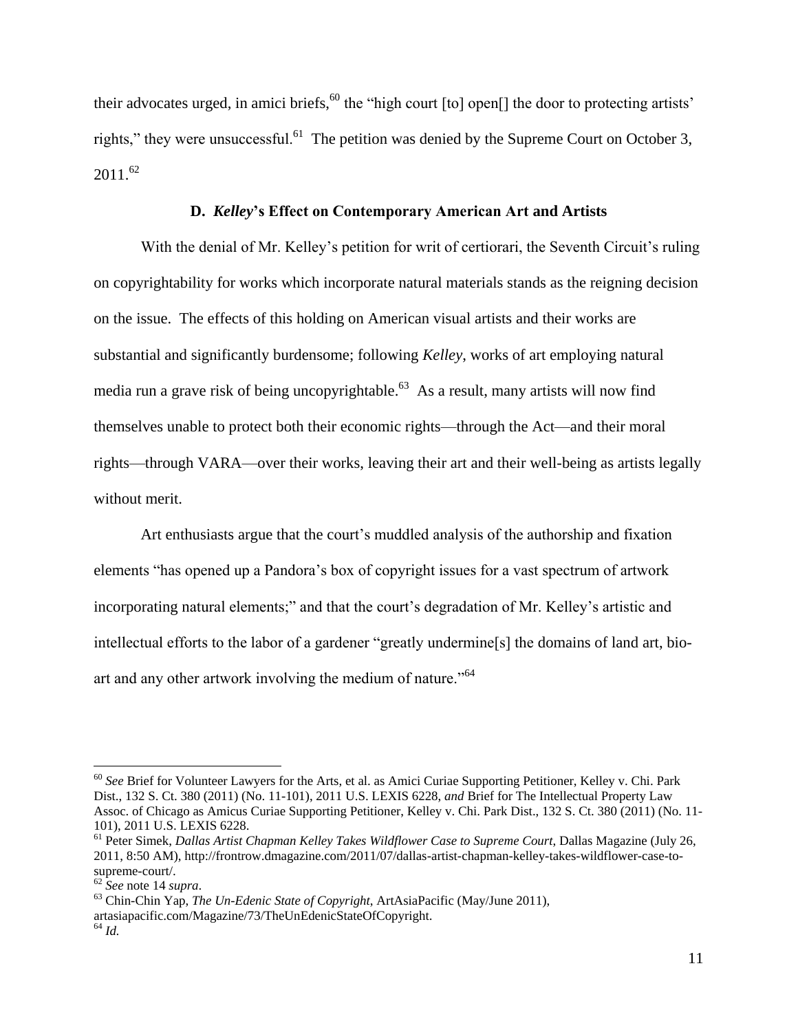their advocates urged, in amici briefs,[60] the "high court [to] open[] the door to protecting artists' rights," they were unsuccessful.[61] The petition was denied by the Supreme Court on October 3, 2011.[62]

### D. *Kelley*'s Effect on Contemporary American Art and Artists

With the denial of Mr. Kelley's petition for writ of certiorari, the Seventh Circuit's ruling on copyrightability for works which incorporate natural materials stands as the reigning decision on the issue. The effects of this holding on American visual artists and their works are substantial and significantly burdensome; following *Kelley*, works of art employing natural media run a grave risk of being uncopyrightable.[63] As a result, many artists will now find themselves unable to protect both their economic rights—through the Act—and their moral rights—through VARA—over their works, leaving their art and their well-being as artists legally without merit.

Art enthusiasts argue that the court's muddled analysis of the authorship and fixation elements "has opened up a Pandora's box of copyright issues for a vast spectrum of artwork incorporating natural elements;" and that the court's degradation of Mr. Kelley's artistic and intellectual efforts to the labor of a gardener "greatly undermine[s] the domains of land art, bio-art and any other artwork involving the medium of nature."[64]

---

[60] *See* Brief for Volunteer Lawyers for the Arts, et al. as Amici Curiae Supporting Petitioner, Kelley v. Chi. Park Dist., 132 S. Ct. 380 (2011) (No. 11-101), 2011 U.S. LEXIS 6228, *and* Brief for The Intellectual Property Law Assoc. of Chicago as Amicus Curiae Supporting Petitioner, Kelley v. Chi. Park Dist., 132 S. Ct. 380 (2011) (No. 11-101), 2011 U.S. LEXIS 6228.

[61] Peter Simek, *Dallas Artist Chapman Kelley Takes Wildflower Case to Supreme Court*, Dallas Magazine (July 26, 2011, 8:50 AM), http://frontrow.dmagazine.com/2011/07/dallas-artist-chapman-kelley-takes-wildflower-case-to-supreme-court/.

[62] *See* note 14 *supra*.

[63] Chin-Chin Yap, *The Un-Edenic State of Copyright*, ArtAsiaPacific (May/June 2011), artasiapacific.com/Magazine/73/TheUnEdenicStateOfCopyright.

[64] *Id.*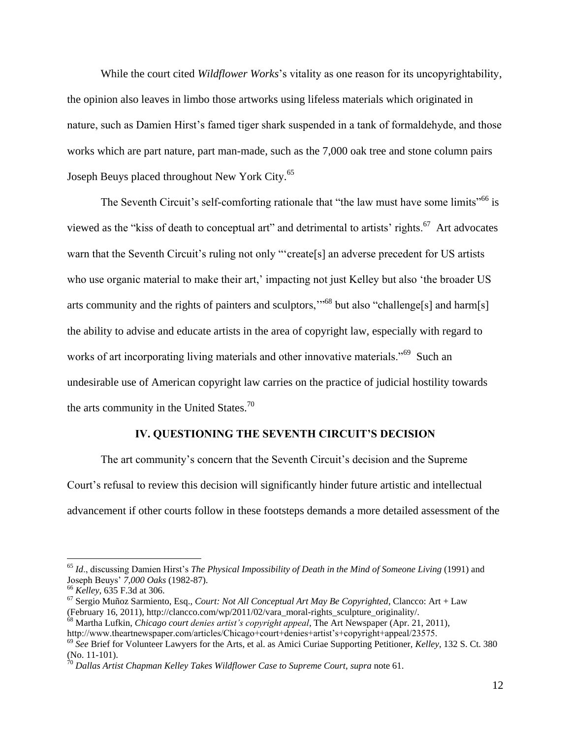While the court cited *Wildflower Works*'s vitality as one reason for its uncopyrightability, the opinion also leaves in limbo those artworks using lifeless materials which originated in nature, such as Damien Hirst's famed tiger shark suspended in a tank of formaldehyde, and those works which are part nature, part man-made, such as the 7,000 oak tree and stone column pairs Joseph Beuys placed throughout New York City.[65]

The Seventh Circuit's self-comforting rationale that "the law must have some limits"[66] is viewed as the "kiss of death to conceptual art" and detrimental to artists' rights.[67] Art advocates warn that the Seventh Circuit's ruling not only "'create[s] an adverse precedent for US artists who use organic material to make their art,' impacting not just Kelley but also 'the broader US arts community and the rights of painters and sculptors,'"[68] but also "challenge[s] and harm[s] the ability to advise and educate artists in the area of copyright law, especially with regard to works of art incorporating living materials and other innovative materials."[69] Such an undesirable use of American copyright law carries on the practice of judicial hostility towards the arts community in the United States.[70]

## IV. QUESTIONING THE SEVENTH CIRCUIT'S DECISION

The art community's concern that the Seventh Circuit's decision and the Supreme Court's refusal to review this decision will significantly hinder future artistic and intellectual advancement if other courts follow in these footsteps demands a more detailed assessment of the

---

[65] *Id*., discussing Damien Hirst's *The Physical Impossibility of Death in the Mind of Someone Living* (1991) and Joseph Beuys' *7,000 Oaks* (1982-87).

[66] *Kelley*, 635 F.3d at 306.

[67] Sergio Muñoz Sarmiento, Esq., *Court: Not All Conceptual Art May Be Copyrighted*, Clancco: Art + Law (February 16, 2011), http://clancco.com/wp/2011/02/vara_moral-rights_sculpture_originality/.

[68] Martha Lufkin, *Chicago court denies artist's copyright appeal*, The Art Newspaper (Apr. 21, 2011), http://www.theartnewspaper.com/articles/Chicago+court+denies+artist's+copyright+appeal/23575.

[69] *See* Brief for Volunteer Lawyers for the Arts, et al. as Amici Curiae Supporting Petitioner, *Kelley*, 132 S. Ct. 380 (No. 11-101).

[70] *Dallas Artist Chapman Kelley Takes Wildflower Case to Supreme Court*, *supra* note 61.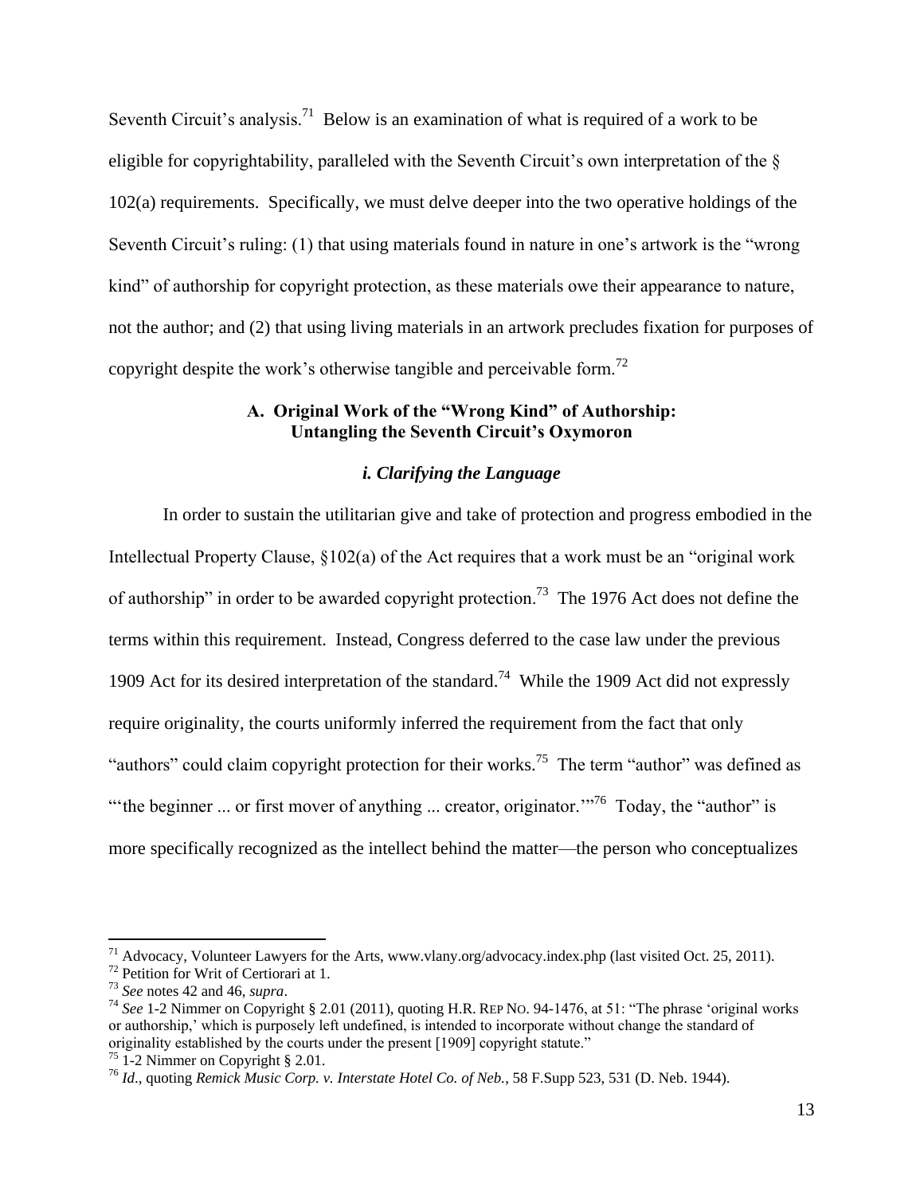Seventh Circuit's analysis.[71] Below is an examination of what is required of a work to be eligible for copyrightability, paralleled with the Seventh Circuit's own interpretation of the § 102(a) requirements. Specifically, we must delve deeper into the two operative holdings of the Seventh Circuit's ruling: (1) that using materials found in nature in one's artwork is the "wrong kind" of authorship for copyright protection, as these materials owe their appearance to nature, not the author; and (2) that using living materials in an artwork precludes fixation for purposes of copyright despite the work's otherwise tangible and perceivable form.[72]

### A. Original Work of the "Wrong Kind" of Authorship: Untangling the Seventh Circuit's Oxymoron

#### *i. Clarifying the Language*

In order to sustain the utilitarian give and take of protection and progress embodied in the Intellectual Property Clause, §102(a) of the Act requires that a work must be an "original work of authorship" in order to be awarded copyright protection.[73] The 1976 Act does not define the terms within this requirement. Instead, Congress deferred to the case law under the previous 1909 Act for its desired interpretation of the standard.[74] While the 1909 Act did not expressly require originality, the courts uniformly inferred the requirement from the fact that only "authors" could claim copyright protection for their works.[75] The term "author" was defined as "'the beginner ... or first mover of anything ... creator, originator.'"[76] Today, the "author" is more specifically recognized as the intellect behind the matter—the person who conceptualizes

---

[71] Advocacy, Volunteer Lawyers for the Arts, www.vlany.org/advocacy.index.php (last visited Oct. 25, 2011).

[72] Petition for Writ of Certiorari at 1.

[73] *See* notes 42 and 46, *supra*.

[74] *See* 1-2 Nimmer on Copyright § 2.01 (2011), quoting H.R. REP NO. 94-1476, at 51: "The phrase 'original works or authorship,' which is purposely left undefined, is intended to incorporate without change the standard of originality established by the courts under the present [1909] copyright statute."

[75] 1-2 Nimmer on Copyright § 2.01.

[76] *Id*., quoting *Remick Music Corp. v. Interstate Hotel Co. of Neb.*, 58 F.Supp 523, 531 (D. Neb. 1944).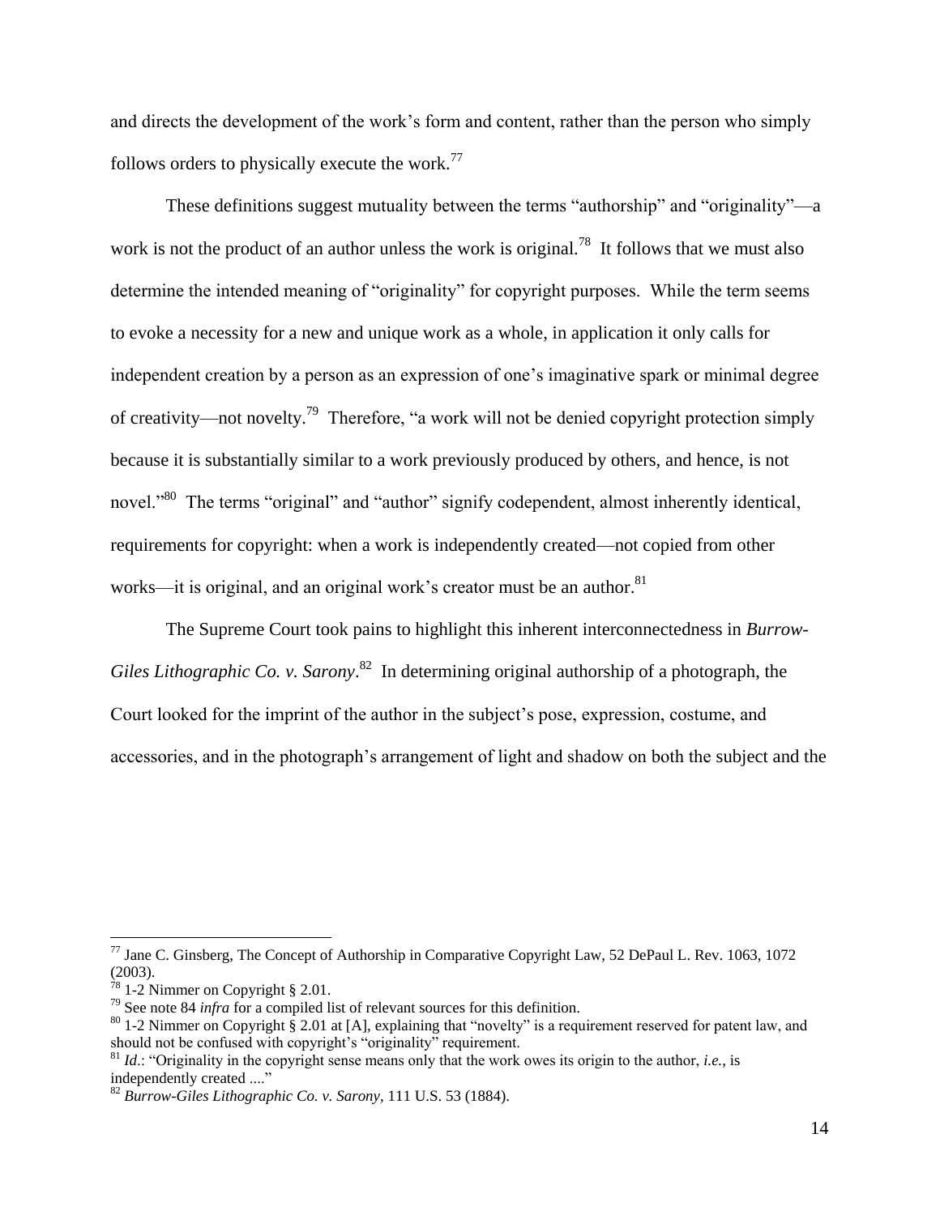and directs the development of the work's form and content, rather than the person who simply follows orders to physically execute the work.[77]

These definitions suggest mutuality between the terms "authorship" and "originality"—a work is not the product of an author unless the work is original.[78] It follows that we must also determine the intended meaning of "originality" for copyright purposes. While the term seems to evoke a necessity for a new and unique work as a whole, in application it only calls for independent creation by a person as an expression of one's imaginative spark or minimal degree of creativity—not novelty.[79] Therefore, "a work will not be denied copyright protection simply because it is substantially similar to a work previously produced by others, and hence, is not novel."[80] The terms "original" and "author" signify codependent, almost inherently identical, requirements for copyright: when a work is independently created—not copied from other works—it is original, and an original work's creator must be an author.[81]

The Supreme Court took pains to highlight this inherent interconnectedness in *Burrow-Giles Lithographic Co. v. Sarony*.[82] In determining original authorship of a photograph, the Court looked for the imprint of the author in the subject's pose, expression, costume, and accessories, and in the photograph's arrangement of light and shadow on both the subject and the

---

[77] Jane C. Ginsberg, The Concept of Authorship in Comparative Copyright Law, 52 DePaul L. Rev. 1063, 1072 (2003).

[78] 1-2 Nimmer on Copyright § 2.01.

[79] See note 84 *infra* for a compiled list of relevant sources for this definition.

[80] 1-2 Nimmer on Copyright § 2.01 at [A], explaining that "novelty" is a requirement reserved for patent law, and should not be confused with copyright's "originality" requirement.

[81] *Id*.: "Originality in the copyright sense means only that the work owes its origin to the author, *i.e.*, is independently created ...."

[82] *Burrow-Giles Lithographic Co. v. Sarony*, 111 U.S. 53 (1884).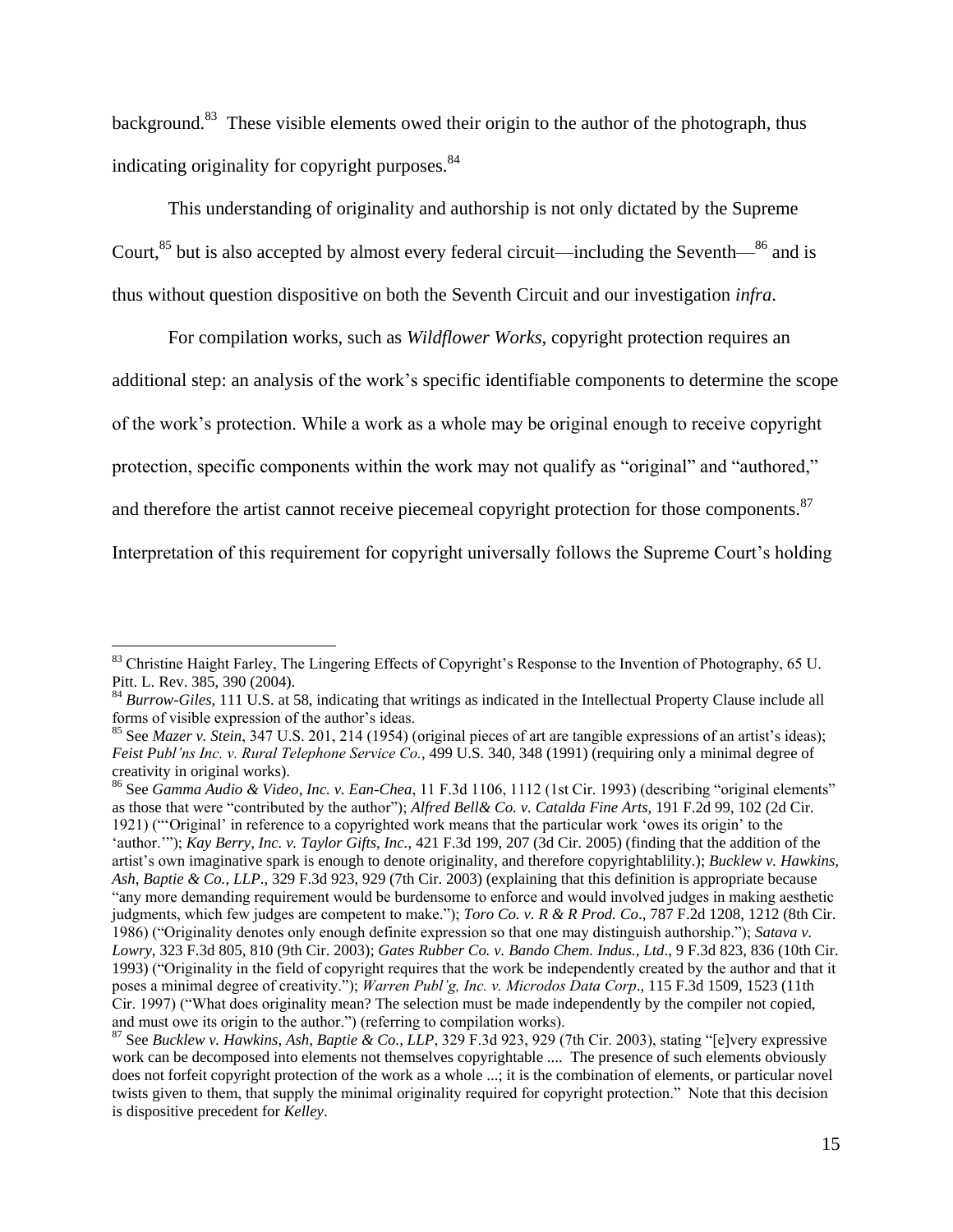background.[83] These visible elements owed their origin to the author of the photograph, thus indicating originality for copyright purposes.[84]

This understanding of originality and authorship is not only dictated by the Supreme Court,[85] but is also accepted by almost every federal circuit—including the Seventh—[86] and is thus without question dispositive on both the Seventh Circuit and our investigation *infra*.

For compilation works, such as *Wildflower Works*, copyright protection requires an additional step: an analysis of the work's specific identifiable components to determine the scope of the work's protection. While a work as a whole may be original enough to receive copyright protection, specific components within the work may not qualify as "original" and "authored," and therefore the artist cannot receive piecemeal copyright protection for those components.[87] Interpretation of this requirement for copyright universally follows the Supreme Court's holding

---

[83] Christine Haight Farley, The Lingering Effects of Copyright's Response to the Invention of Photography, 65 U. Pitt. L. Rev. 385, 390 (2004).

[84] *Burrow-Giles*, 111 U.S. at 58, indicating that writings as indicated in the Intellectual Property Clause include all forms of visible expression of the author's ideas.

[85] See *Mazer v. Stein*, 347 U.S. 201, 214 (1954) (original pieces of art are tangible expressions of an artist's ideas); *Feist Publ'ns Inc. v. Rural Telephone Service Co.*, 499 U.S. 340, 348 (1991) (requiring only a minimal degree of creativity in original works).

[86] See *Gamma Audio & Video, Inc. v. Ean-Chea*, 11 F.3d 1106, 1112 (1st Cir. 1993) (describing "original elements" as those that were "contributed by the author"); *Alfred Bell& Co. v. Catalda Fine Arts*, 191 F.2d 99, 102 (2d Cir. 1921) ("'Original' in reference to a copyrighted work means that the particular work 'owes its origin' to the 'author.'"); *Kay Berry, Inc. v. Taylor Gifts, Inc.*, 421 F.3d 199, 207 (3d Cir. 2005) (finding that the addition of the artist's own imaginative spark is enough to denote originality, and therefore copyrightablility.); *Bucklew v. Hawkins, Ash, Baptie & Co., LLP.*, 329 F.3d 923, 929 (7th Cir. 2003) (explaining that this definition is appropriate because "any more demanding requirement would be burdensome to enforce and would involved judges in making aesthetic judgments, which few judges are competent to make."); *Toro Co. v. R & R Prod. Co*., 787 F.2d 1208, 1212 (8th Cir. 1986) ("Originality denotes only enough definite expression so that one may distinguish authorship."); *Satava v. Lowry*, 323 F.3d 805, 810 (9th Cir. 2003); *Gates Rubber Co. v. Bando Chem. Indus., Ltd*., 9 F.3d 823, 836 (10th Cir. 1993) ("Originality in the field of copyright requires that the work be independently created by the author and that it poses a minimal degree of creativity."); *Warren Publ'g, Inc. v. Microdos Data Corp*., 115 F.3d 1509, 1523 (11th Cir. 1997) ("What does originality mean? The selection must be made independently by the compiler not copied, and must owe its origin to the author.") (referring to compilation works).

[87] See *Bucklew v. Hawkins, Ash, Baptie & Co., LLP*, 329 F.3d 923, 929 (7th Cir. 2003), stating "[e]very expressive work can be decomposed into elements not themselves copyrightable .... The presence of such elements obviously does not forfeit copyright protection of the work as a whole ...; it is the combination of elements, or particular novel twists given to them, that supply the minimal originality required for copyright protection." Note that this decision is dispositive precedent for *Kelley*.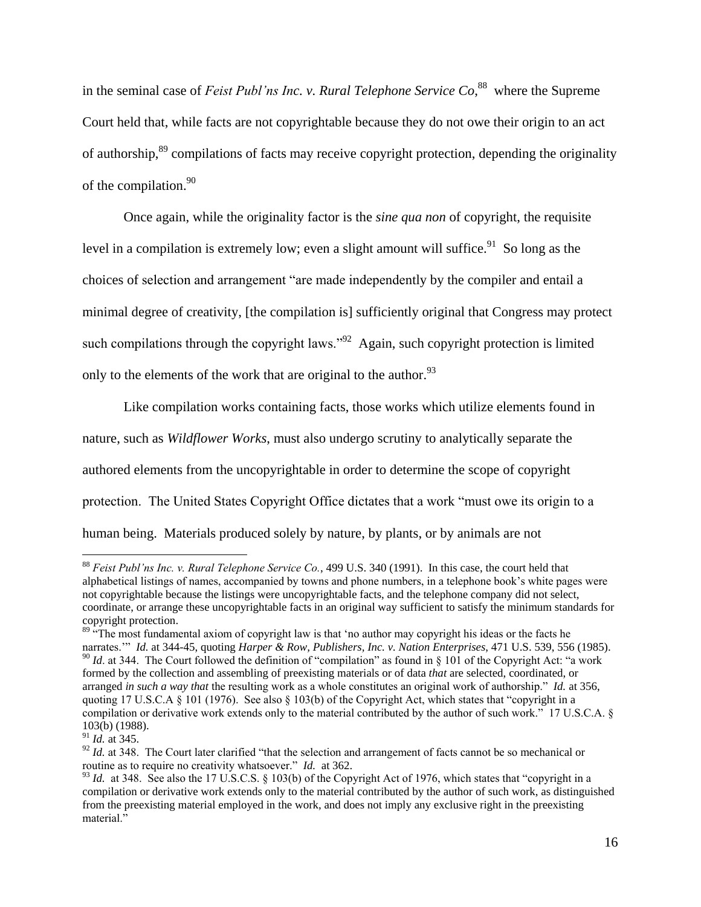in the seminal case of *Feist Publ'ns Inc. v. Rural Telephone Service Co*,[88] where the Supreme Court held that, while facts are not copyrightable because they do not owe their origin to an act of authorship,[89] compilations of facts may receive copyright protection, depending the originality of the compilation.[90]

Once again, while the originality factor is the *sine qua non* of copyright, the requisite level in a compilation is extremely low; even a slight amount will suffice.[91] So long as the choices of selection and arrangement "are made independently by the compiler and entail a minimal degree of creativity, [the compilation is] sufficiently original that Congress may protect such compilations through the copyright laws."[92] Again, such copyright protection is limited only to the elements of the work that are original to the author.[93]

Like compilation works containing facts, those works which utilize elements found in nature, such as *Wildflower Works*, must also undergo scrutiny to analytically separate the authored elements from the uncopyrightable in order to determine the scope of copyright protection. The United States Copyright Office dictates that a work "must owe its origin to a human being. Materials produced solely by nature, by plants, or by animals are not

---

[88] *Feist Publ'ns Inc. v. Rural Telephone Service Co.*, 499 U.S. 340 (1991). In this case, the court held that alphabetical listings of names, accompanied by towns and phone numbers, in a telephone book's white pages were not copyrightable because the listings were uncopyrightable facts, and the telephone company did not select, coordinate, or arrange these uncopyrightable facts in an original way sufficient to satisfy the minimum standards for copyright protection.

[89] "The most fundamental axiom of copyright law is that 'no author may copyright his ideas or the facts he narrates.'" *Id.* at 344-45, quoting *Harper & Row, Publishers, Inc. v. Nation Enterprises*, 471 U.S. 539, 556 (1985).

[90] *Id*. at 344. The Court followed the definition of "compilation" as found in § 101 of the Copyright Act: "a work formed by the collection and assembling of preexisting materials or of data *that* are selected, coordinated, or arranged *in such a way that* the resulting work as a whole constitutes an original work of authorship." *Id.* at 356, quoting 17 U.S.C.A § 101 (1976). See also § 103(b) of the Copyright Act, which states that "copyright in a compilation or derivative work extends only to the material contributed by the author of such work." 17 U.S.C.A. § 103(b) (1988).

[91] *Id.* at 345.

[92] *Id.* at 348. The Court later clarified "that the selection and arrangement of facts cannot be so mechanical or routine as to require no creativity whatsoever." *Id.* at 362.

[93] *Id.* at 348. See also the 17 U.S.C.S. § 103(b) of the Copyright Act of 1976, which states that "copyright in a compilation or derivative work extends only to the material contributed by the author of such work, as distinguished from the preexisting material employed in the work, and does not imply any exclusive right in the preexisting material."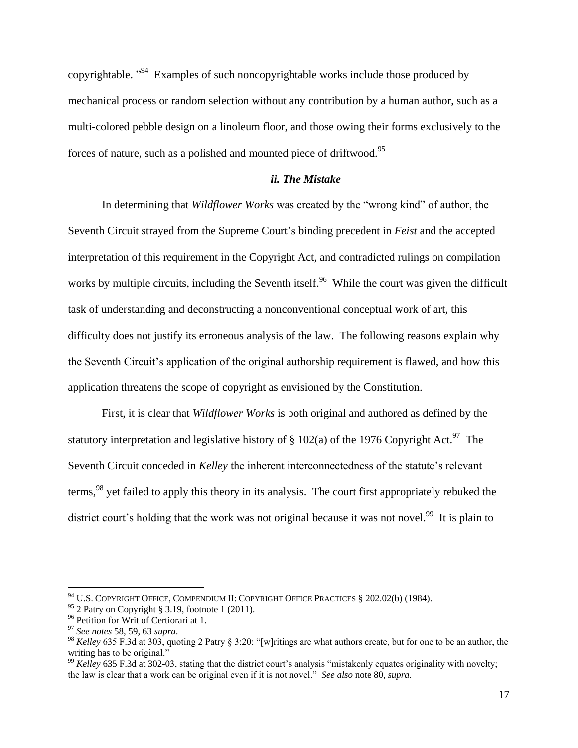copyrightable. "[94] Examples of such noncopyrightable works include those produced by mechanical process or random selection without any contribution by a human author, such as a multi-colored pebble design on a linoleum floor, and those owing their forms exclusively to the forces of nature, such as a polished and mounted piece of driftwood.[95]

### *ii. The Mistake*

In determining that *Wildflower Works* was created by the "wrong kind" of author, the Seventh Circuit strayed from the Supreme Court's binding precedent in *Feist* and the accepted interpretation of this requirement in the Copyright Act, and contradicted rulings on compilation works by multiple circuits, including the Seventh itself.[96] While the court was given the difficult task of understanding and deconstructing a nonconventional conceptual work of art, this difficulty does not justify its erroneous analysis of the law. The following reasons explain why the Seventh Circuit's application of the original authorship requirement is flawed, and how this application threatens the scope of copyright as envisioned by the Constitution.

First, it is clear that *Wildflower Works* is both original and authored as defined by the statutory interpretation and legislative history of § 102(a) of the 1976 Copyright Act.[97] The Seventh Circuit conceded in *Kelley* the inherent interconnectedness of the statute's relevant terms,[98] yet failed to apply this theory in its analysis. The court first appropriately rebuked the district court's holding that the work was not original because it was not novel.[99] It is plain to

---

[94] U.S. Copyright Office, Compendium II: Copyright Office Practices § 202.02(b) (1984).

[95] 2 Patry on Copyright § 3.19, footnote 1 (2011).

[96] Petition for Writ of Certiorari at 1.

[97] *See notes* 58, 59, 63 *supra*.

[98] *Kelley* 635 F.3d at 303, quoting 2 Patry § 3:20: "[w]ritings are what authors create, but for one to be an author, the writing has to be original."

[99] *Kelley* 635 F.3d at 302-03, stating that the district court's analysis "mistakenly equates originality with novelty; the law is clear that a work can be original even if it is not novel." *See also* note 80, *supra*.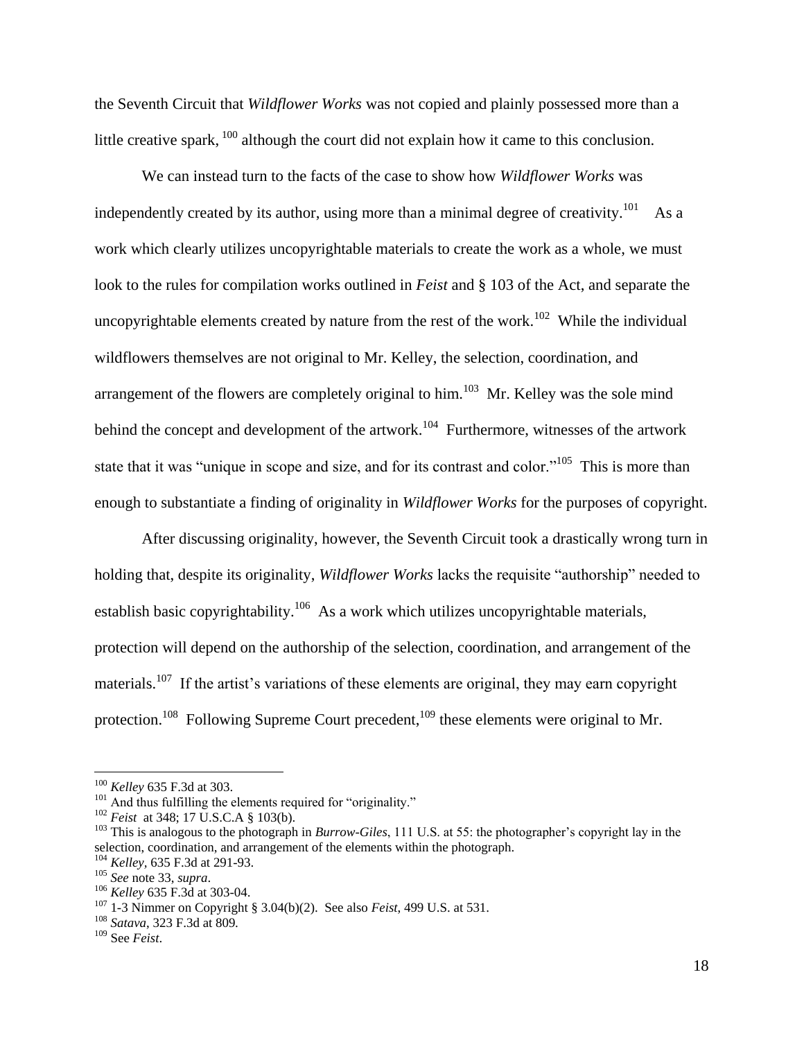the Seventh Circuit that *Wildflower Works* was not copied and plainly possessed more than a little creative spark, [100] although the court did not explain how it came to this conclusion.

We can instead turn to the facts of the case to show how *Wildflower Works* was independently created by its author, using more than a minimal degree of creativity.[101] As a work which clearly utilizes uncopyrightable materials to create the work as a whole, we must look to the rules for compilation works outlined in *Feist* and § 103 of the Act, and separate the uncopyrightable elements created by nature from the rest of the work.[102] While the individual wildflowers themselves are not original to Mr. Kelley, the selection, coordination, and arrangement of the flowers are completely original to him.[103] Mr. Kelley was the sole mind behind the concept and development of the artwork.[104] Furthermore, witnesses of the artwork state that it was "unique in scope and size, and for its contrast and color."[105] This is more than enough to substantiate a finding of originality in *Wildflower Works* for the purposes of copyright.

After discussing originality, however, the Seventh Circuit took a drastically wrong turn in holding that, despite its originality, *Wildflower Works* lacks the requisite "authorship" needed to establish basic copyrightability.[106] As a work which utilizes uncopyrightable materials, protection will depend on the authorship of the selection, coordination, and arrangement of the materials.[107] If the artist's variations of these elements are original, they may earn copyright protection.[108] Following Supreme Court precedent,[109] these elements were original to Mr.

---

[100] *Kelley* 635 F.3d at 303.

[101] And thus fulfilling the elements required for "originality."

[102] *Feist* at 348; 17 U.S.C.A § 103(b).

[103] This is analogous to the photograph in *Burrow-Giles*, 111 U.S. at 55: the photographer's copyright lay in the selection, coordination, and arrangement of the elements within the photograph.

[104] *Kelley*, 635 F.3d at 291-93.

[105] *See* note 33, *supra*.

[106] *Kelley* 635 F.3d at 303-04.

[107] 1-3 Nimmer on Copyright § 3.04(b)(2). See also *Feist*, 499 U.S. at 531.

[108] *Satava*, 323 F.3d at 809.

[109] See *Feist*.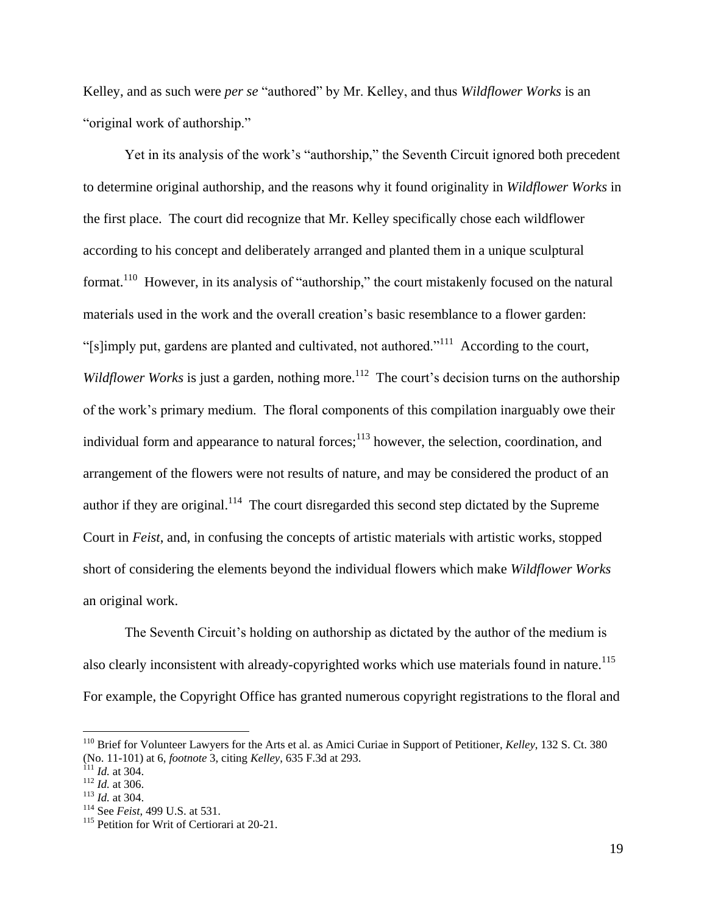Kelley, and as such were *per se* "authored" by Mr. Kelley, and thus *Wildflower Works* is an "original work of authorship."

Yet in its analysis of the work's "authorship," the Seventh Circuit ignored both precedent to determine original authorship, and the reasons why it found originality in *Wildflower Works* in the first place. The court did recognize that Mr. Kelley specifically chose each wildflower according to his concept and deliberately arranged and planted them in a unique sculptural format.[110] However, in its analysis of "authorship," the court mistakenly focused on the natural materials used in the work and the overall creation's basic resemblance to a flower garden: "[s]imply put, gardens are planted and cultivated, not authored."[111] According to the court, *Wildflower Works* is just a garden, nothing more.[112] The court's decision turns on the authorship of the work's primary medium. The floral components of this compilation inarguably owe their individual form and appearance to natural forces;[113] however, the selection, coordination, and arrangement of the flowers were not results of nature, and may be considered the product of an author if they are original.[114] The court disregarded this second step dictated by the Supreme Court in *Feist*, and, in confusing the concepts of artistic materials with artistic works, stopped short of considering the elements beyond the individual flowers which make *Wildflower Works* an original work.

The Seventh Circuit's holding on authorship as dictated by the author of the medium is also clearly inconsistent with already-copyrighted works which use materials found in nature.[115] For example, the Copyright Office has granted numerous copyright registrations to the floral and

---

[110] Brief for Volunteer Lawyers for the Arts et al. as Amici Curiae in Support of Petitioner, *Kelley*, 132 S. Ct. 380 (No. 11-101) at 6, *footnote* 3, citing *Kelley*, 635 F.3d at 293.

[111] *Id.* at 304.

[112] *Id.* at 306.

[113] *Id.* at 304.

[114] See *Feist*, 499 U.S. at 531.

[115] Petition for Writ of Certiorari at 20-21.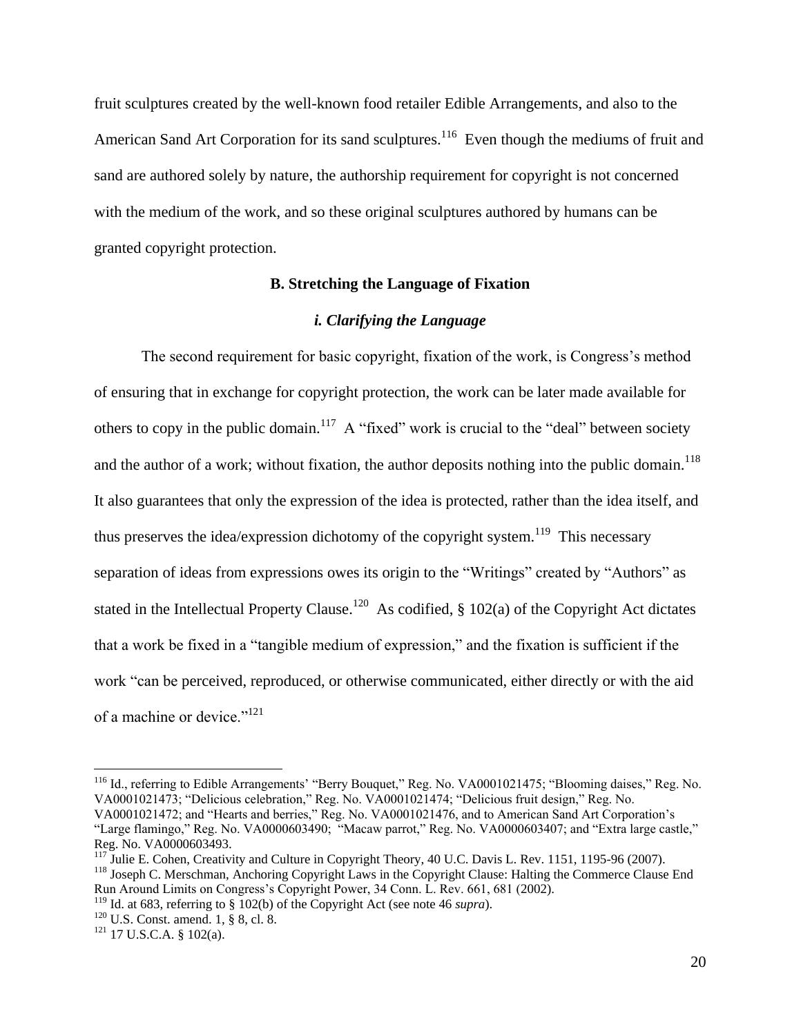fruit sculptures created by the well-known food retailer Edible Arrangements, and also to the American Sand Art Corporation for its sand sculptures.[116] Even though the mediums of fruit and sand are authored solely by nature, the authorship requirement for copyright is not concerned with the medium of the work, and so these original sculptures authored by humans can be granted copyright protection.

### B. Stretching the Language of Fixation

#### *i. Clarifying the Language*

The second requirement for basic copyright, fixation of the work, is Congress's method of ensuring that in exchange for copyright protection, the work can be later made available for others to copy in the public domain.[117] A "fixed" work is crucial to the "deal" between society and the author of a work; without fixation, the author deposits nothing into the public domain.[118] It also guarantees that only the expression of the idea is protected, rather than the idea itself, and thus preserves the idea/expression dichotomy of the copyright system.[119] This necessary separation of ideas from expressions owes its origin to the "Writings" created by "Authors" as stated in the Intellectual Property Clause.[120] As codified, § 102(a) of the Copyright Act dictates that a work be fixed in a "tangible medium of expression," and the fixation is sufficient if the work "can be perceived, reproduced, or otherwise communicated, either directly or with the aid of a machine or device."[121]

---

[116] Id., referring to Edible Arrangements' "Berry Bouquet," Reg. No. VA0001021475; "Blooming daises," Reg. No. VA0001021473; "Delicious celebration," Reg. No. VA0001021474; "Delicious fruit design," Reg. No. VA0001021472; and "Hearts and berries," Reg. No. VA0001021476, and to American Sand Art Corporation's "Large flamingo," Reg. No. VA0000603490; "Macaw parrot," Reg. No. VA0000603407; and "Extra large castle," Reg. No. VA0000603493.

[117] Julie E. Cohen, Creativity and Culture in Copyright Theory, 40 U.C. Davis L. Rev. 1151, 1195-96 (2007).

[118] Joseph C. Merschman, Anchoring Copyright Laws in the Copyright Clause: Halting the Commerce Clause End Run Around Limits on Congress's Copyright Power, 34 Conn. L. Rev. 661, 681 (2002).

[119] Id. at 683, referring to § 102(b) of the Copyright Act (see note 46 *supra*).

[120] U.S. Const. amend. 1, § 8, cl. 8.

[121] 17 U.S.C.A. § 102(a).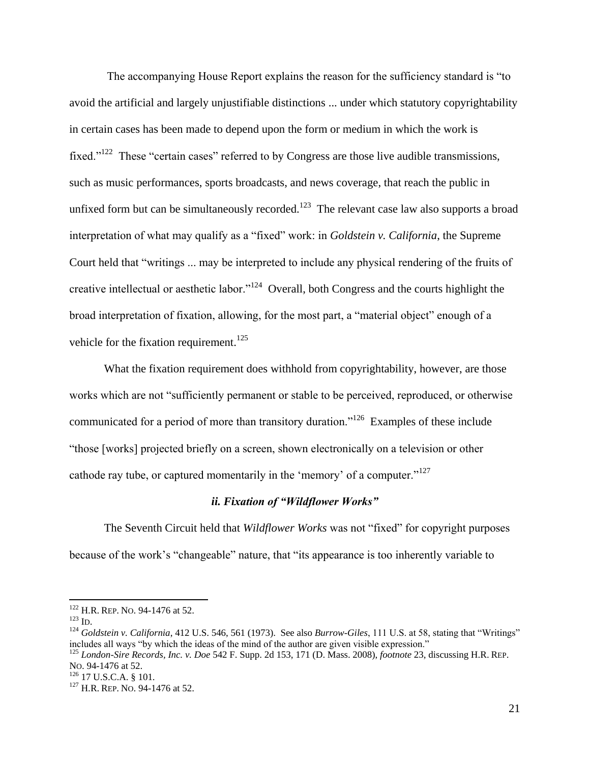The accompanying House Report explains the reason for the sufficiency standard is "to avoid the artificial and largely unjustifiable distinctions ... under which statutory copyrightability in certain cases has been made to depend upon the form or medium in which the work is fixed."[122] These "certain cases" referred to by Congress are those live audible transmissions, such as music performances, sports broadcasts, and news coverage, that reach the public in unfixed form but can be simultaneously recorded.[123] The relevant case law also supports a broad interpretation of what may qualify as a "fixed" work: in *Goldstein v. California*, the Supreme Court held that "writings ... may be interpreted to include any physical rendering of the fruits of creative intellectual or aesthetic labor."[124] Overall, both Congress and the courts highlight the broad interpretation of fixation, allowing, for the most part, a "material object" enough of a vehicle for the fixation requirement.[125]

What the fixation requirement does withhold from copyrightability, however, are those works which are not "sufficiently permanent or stable to be perceived, reproduced, or otherwise communicated for a period of more than transitory duration."[126] Examples of these include "those [works] projected briefly on a screen, shown electronically on a television or other cathode ray tube, or captured momentarily in the 'memory' of a computer."[127]

### *ii. Fixation of "Wildflower Works"*

The Seventh Circuit held that *Wildflower Works* was not "fixed" for copyright purposes because of the work's "changeable" nature, that "its appearance is too inherently variable to

---

[122] H.R. REP. NO. 94-1476 at 52.

[123] ID.

[124] *Goldstein v. California*, 412 U.S. 546, 561 (1973). See also *Burrow-Giles*, 111 U.S. at 58, stating that "Writings" includes all ways "by which the ideas of the mind of the author are given visible expression."

[125] *London-Sire Records, Inc. v. Doe* 542 F. Supp. 2d 153, 171 (D. Mass. 2008), *footnote* 23, discussing H.R. REP. NO. 94-1476 at 52.

[126] 17 U.S.C.A. § 101.

[127] H.R. REP. NO. 94-1476 at 52.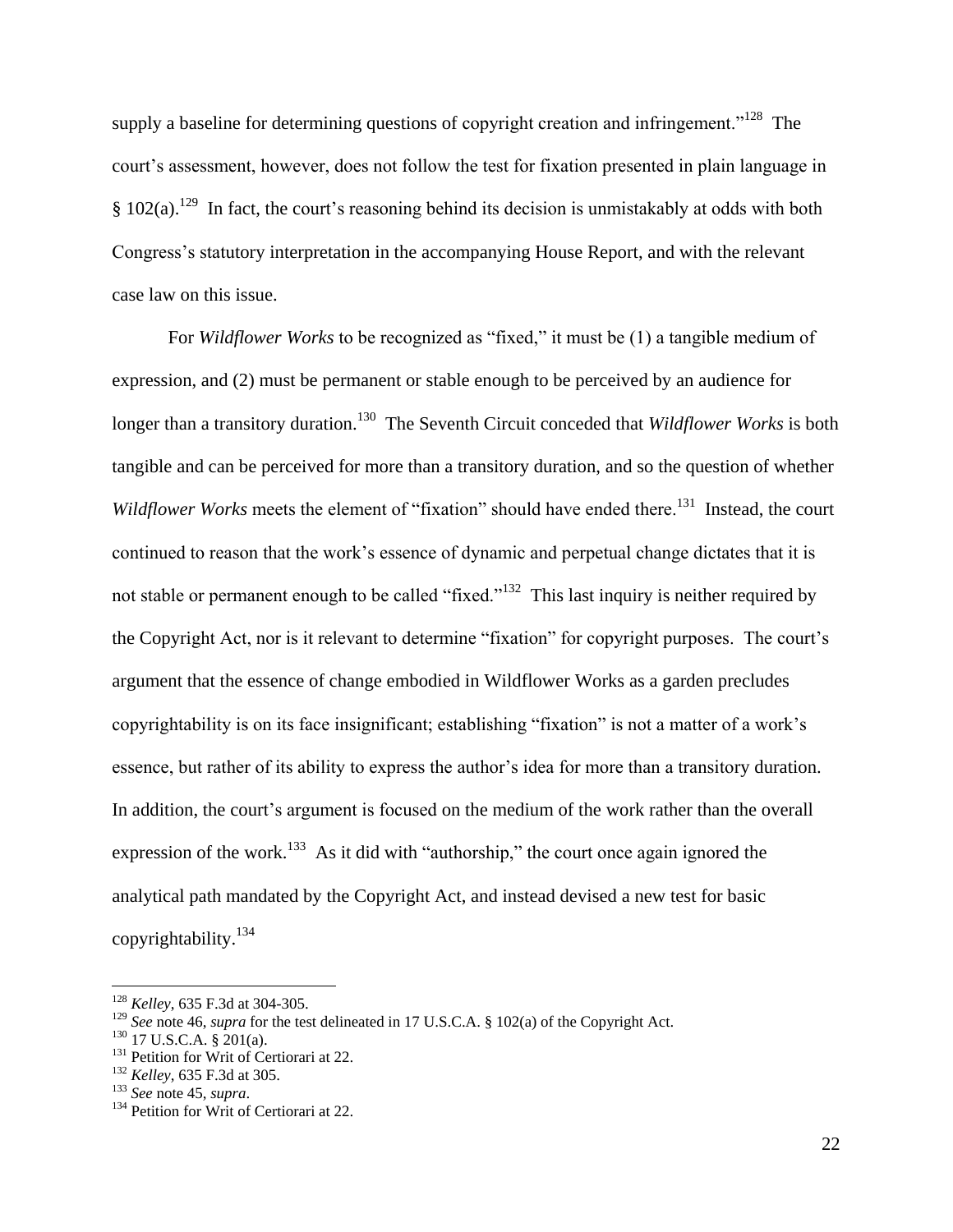supply a baseline for determining questions of copyright creation and infringement."[128] The court's assessment, however, does not follow the test for fixation presented in plain language in § 102(a).[129] In fact, the court's reasoning behind its decision is unmistakably at odds with both Congress's statutory interpretation in the accompanying House Report, and with the relevant case law on this issue.

For *Wildflower Works* to be recognized as "fixed," it must be (1) a tangible medium of expression, and (2) must be permanent or stable enough to be perceived by an audience for longer than a transitory duration.[130] The Seventh Circuit conceded that *Wildflower Works* is both tangible and can be perceived for more than a transitory duration, and so the question of whether *Wildflower Works* meets the element of "fixation" should have ended there.[131] Instead, the court continued to reason that the work's essence of dynamic and perpetual change dictates that it is not stable or permanent enough to be called "fixed."[132] This last inquiry is neither required by the Copyright Act, nor is it relevant to determine "fixation" for copyright purposes. The court's argument that the essence of change embodied in Wildflower Works as a garden precludes copyrightability is on its face insignificant; establishing "fixation" is not a matter of a work's essence, but rather of its ability to express the author's idea for more than a transitory duration. In addition, the court's argument is focused on the medium of the work rather than the overall expression of the work.[133] As it did with "authorship," the court once again ignored the analytical path mandated by the Copyright Act, and instead devised a new test for basic copyrightability.[134]

---

[128] *Kelley*, 635 F.3d at 304-305.

[129] *See* note 46, *supra* for the test delineated in 17 U.S.C.A. § 102(a) of the Copyright Act.

[130] 17 U.S.C.A. § 201(a).

[131] Petition for Writ of Certiorari at 22.

[132] *Kelley*, 635 F.3d at 305.

[133] *See* note 45, *supra*.

[134] Petition for Writ of Certiorari at 22.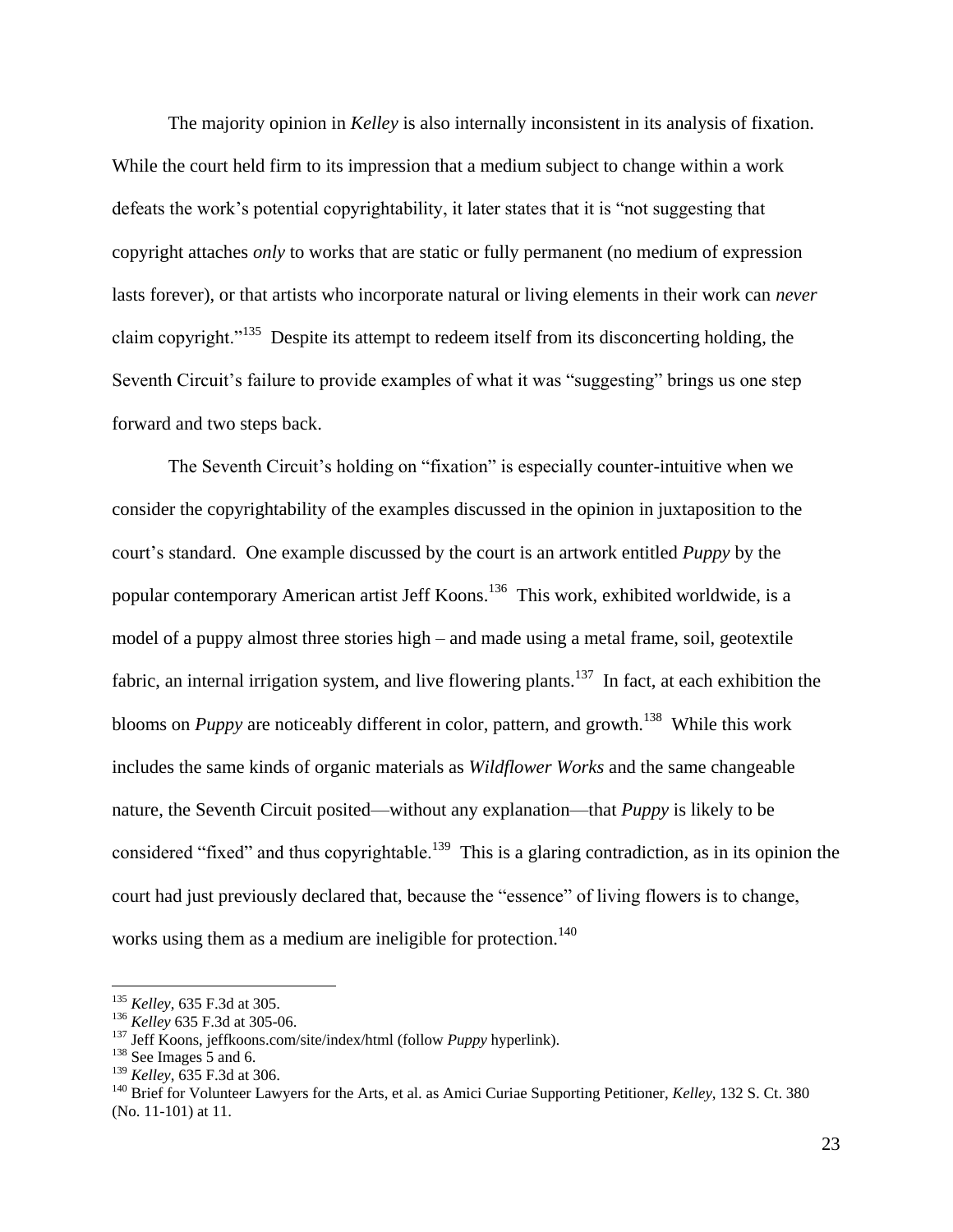The majority opinion in *Kelley* is also internally inconsistent in its analysis of fixation. While the court held firm to its impression that a medium subject to change within a work defeats the work's potential copyrightability, it later states that it is "not suggesting that copyright attaches *only* to works that are static or fully permanent (no medium of expression lasts forever), or that artists who incorporate natural or living elements in their work can *never* claim copyright."[135] Despite its attempt to redeem itself from its disconcerting holding, the Seventh Circuit's failure to provide examples of what it was "suggesting" brings us one step forward and two steps back.

The Seventh Circuit's holding on "fixation" is especially counter-intuitive when we consider the copyrightability of the examples discussed in the opinion in juxtaposition to the court's standard. One example discussed by the court is an artwork entitled *Puppy* by the popular contemporary American artist Jeff Koons.[136] This work, exhibited worldwide, is a model of a puppy almost three stories high – and made using a metal frame, soil, geotextile fabric, an internal irrigation system, and live flowering plants.[137] In fact, at each exhibition the blooms on *Puppy* are noticeably different in color, pattern, and growth.[138] While this work includes the same kinds of organic materials as *Wildflower Works* and the same changeable nature, the Seventh Circuit posited—without any explanation—that *Puppy* is likely to be considered "fixed" and thus copyrightable.[139] This is a glaring contradiction, as in its opinion the court had just previously declared that, because the "essence" of living flowers is to change, works using them as a medium are ineligible for protection.[140]

---

[135] *Kelley*, 635 F.3d at 305.

[136] *Kelley* 635 F.3d at 305-06.

[137] Jeff Koons, jeffkoons.com/site/index/html (follow *Puppy* hyperlink).

[138] See Images 5 and 6.

[139] *Kelley*, 635 F.3d at 306.

[140] Brief for Volunteer Lawyers for the Arts, et al. as Amici Curiae Supporting Petitioner, *Kelley*, 132 S. Ct. 380 (No. 11-101) at 11.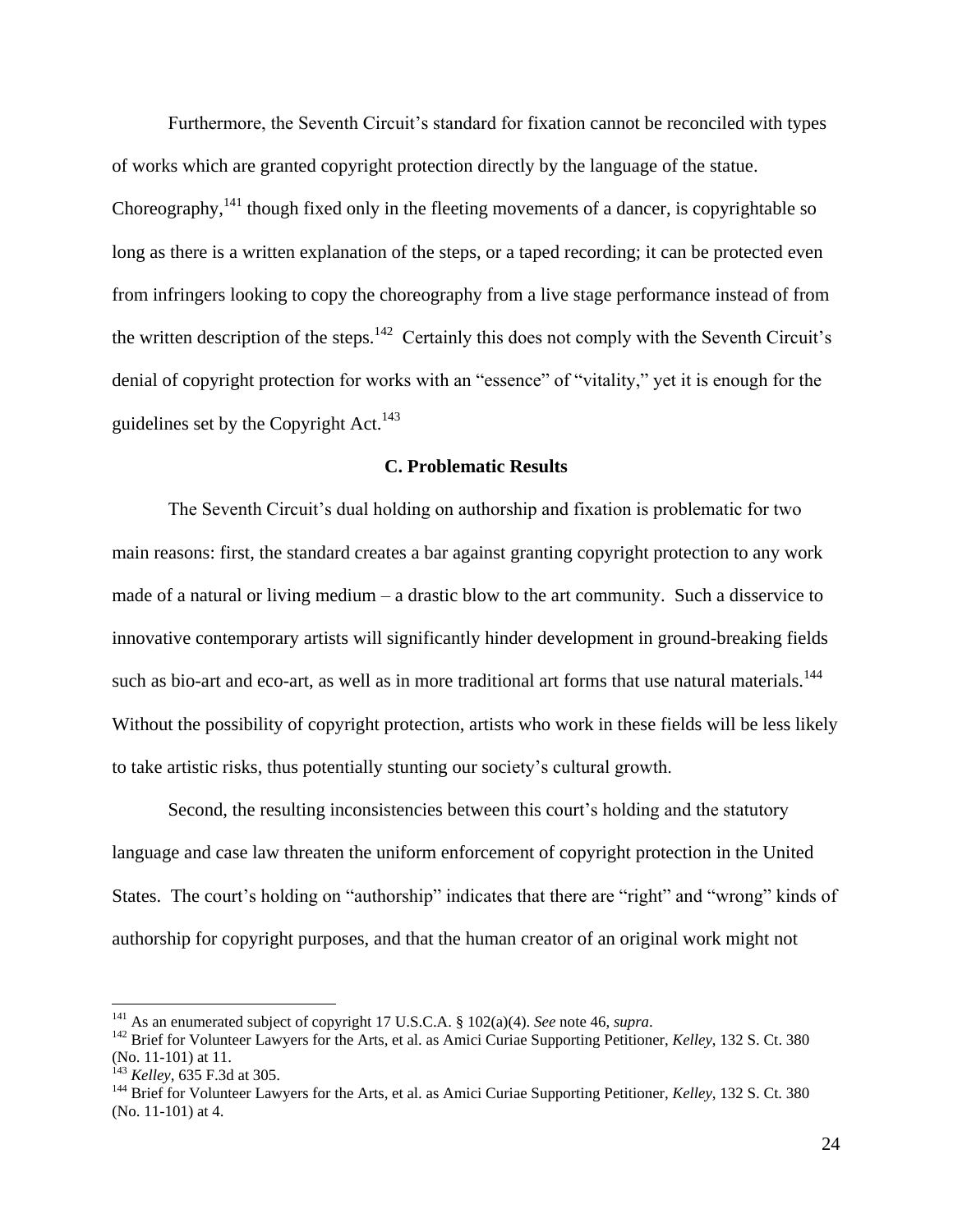Furthermore, the Seventh Circuit's standard for fixation cannot be reconciled with types of works which are granted copyright protection directly by the language of the statue. Choreography,[141] though fixed only in the fleeting movements of a dancer, is copyrightable so long as there is a written explanation of the steps, or a taped recording; it can be protected even from infringers looking to copy the choreography from a live stage performance instead of from the written description of the steps.[142] Certainly this does not comply with the Seventh Circuit's denial of copyright protection for works with an "essence" of "vitality," yet it is enough for the guidelines set by the Copyright Act.[143]

### C. Problematic Results

The Seventh Circuit's dual holding on authorship and fixation is problematic for two main reasons: first, the standard creates a bar against granting copyright protection to any work made of a natural or living medium – a drastic blow to the art community. Such a disservice to innovative contemporary artists will significantly hinder development in ground-breaking fields such as bio-art and eco-art, as well as in more traditional art forms that use natural materials.[144] Without the possibility of copyright protection, artists who work in these fields will be less likely to take artistic risks, thus potentially stunting our society's cultural growth.

Second, the resulting inconsistencies between this court's holding and the statutory language and case law threaten the uniform enforcement of copyright protection in the United States. The court's holding on "authorship" indicates that there are "right" and "wrong" kinds of authorship for copyright purposes, and that the human creator of an original work might not

---

[141] As an enumerated subject of copyright 17 U.S.C.A. § 102(a)(4). *See* note 46, *supra*.

[142] Brief for Volunteer Lawyers for the Arts, et al. as Amici Curiae Supporting Petitioner, *Kelley*, 132 S. Ct. 380 (No. 11-101) at 11.

[143] *Kelley*, 635 F.3d at 305.

[144] Brief for Volunteer Lawyers for the Arts, et al. as Amici Curiae Supporting Petitioner, *Kelley*, 132 S. Ct. 380 (No. 11-101) at 4.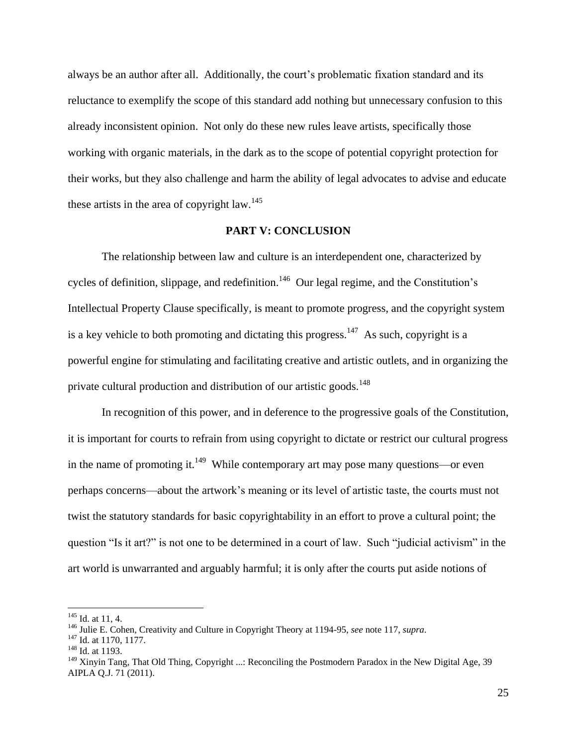always be an author after all. Additionally, the court's problematic fixation standard and its reluctance to exemplify the scope of this standard add nothing but unnecessary confusion to this already inconsistent opinion. Not only do these new rules leave artists, specifically those working with organic materials, in the dark as to the scope of potential copyright protection for their works, but they also challenge and harm the ability of legal advocates to advise and educate these artists in the area of copyright law.[145]

## PART V: CONCLUSION

The relationship between law and culture is an interdependent one, characterized by cycles of definition, slippage, and redefinition.[146] Our legal regime, and the Constitution's Intellectual Property Clause specifically, is meant to promote progress, and the copyright system is a key vehicle to both promoting and dictating this progress.[147] As such, copyright is a powerful engine for stimulating and facilitating creative and artistic outlets, and in organizing the private cultural production and distribution of our artistic goods.[148]

In recognition of this power, and in deference to the progressive goals of the Constitution, it is important for courts to refrain from using copyright to dictate or restrict our cultural progress in the name of promoting it.[149] While contemporary art may pose many questions—or even perhaps concerns—about the artwork's meaning or its level of artistic taste, the courts must not twist the statutory standards for basic copyrightability in an effort to prove a cultural point; the question "Is it art?" is not one to be determined in a court of law. Such "judicial activism" in the art world is unwarranted and arguably harmful; it is only after the courts put aside notions of

---

[145] Id. at 11, 4.

[146] Julie E. Cohen, Creativity and Culture in Copyright Theory at 1194-95, *see* note 117, *supra*.

[147] Id. at 1170, 1177.

[148] Id. at 1193.

[149] Xinyin Tang, That Old Thing, Copyright ...: Reconciling the Postmodern Paradox in the New Digital Age, 39 AIPLA Q.J. 71 (2011).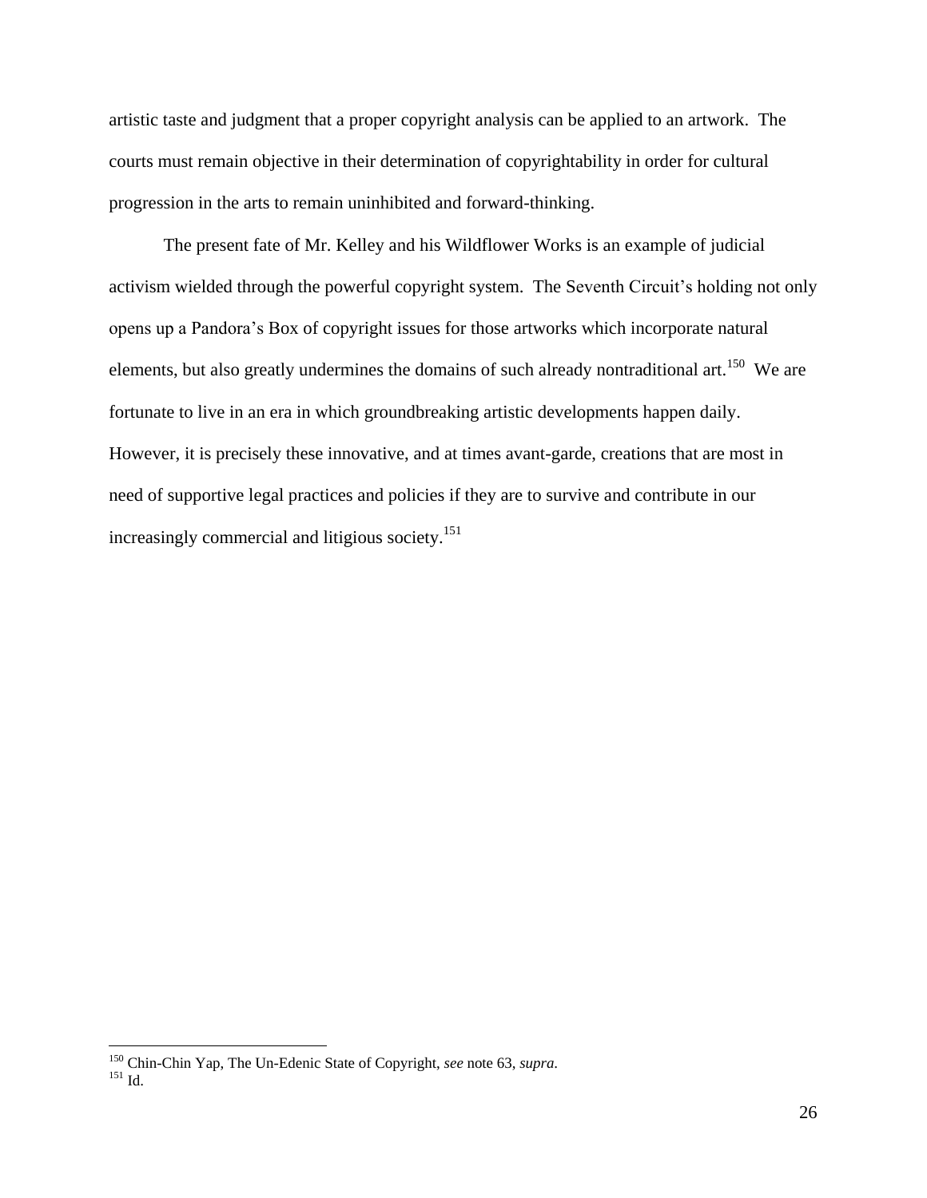artistic taste and judgment that a proper copyright analysis can be applied to an artwork. The courts must remain objective in their determination of copyrightability in order for cultural progression in the arts to remain uninhibited and forward-thinking.

The present fate of Mr. Kelley and his Wildflower Works is an example of judicial activism wielded through the powerful copyright system. The Seventh Circuit's holding not only opens up a Pandora's Box of copyright issues for those artworks which incorporate natural elements, but also greatly undermines the domains of such already nontraditional art.[150] We are fortunate to live in an era in which groundbreaking artistic developments happen daily. However, it is precisely these innovative, and at times avant-garde, creations that are most in need of supportive legal practices and policies if they are to survive and contribute in our increasingly commercial and litigious society.[151]

---

[150] Chin-Chin Yap, The Un-Edenic State of Copyright, *see* note 63, *supra*.
[151] Id.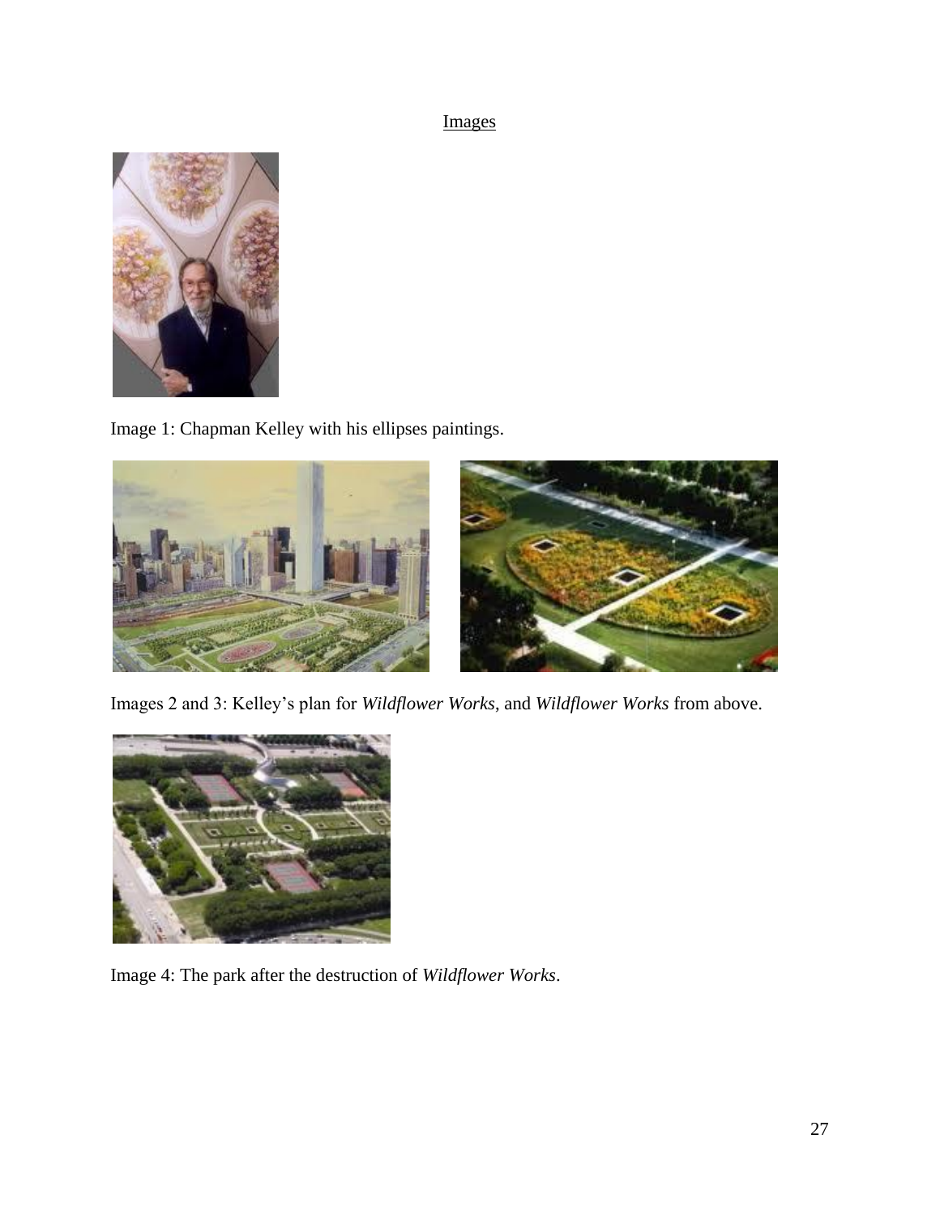Images

Image 1: Chapman Kelley with his ellipses paintings.

Images 2 and 3: Kelley's plan for *Wildflower Works*, and *Wildflower Works* from above.

Image 4: The park after the destruction of *Wildflower Works*.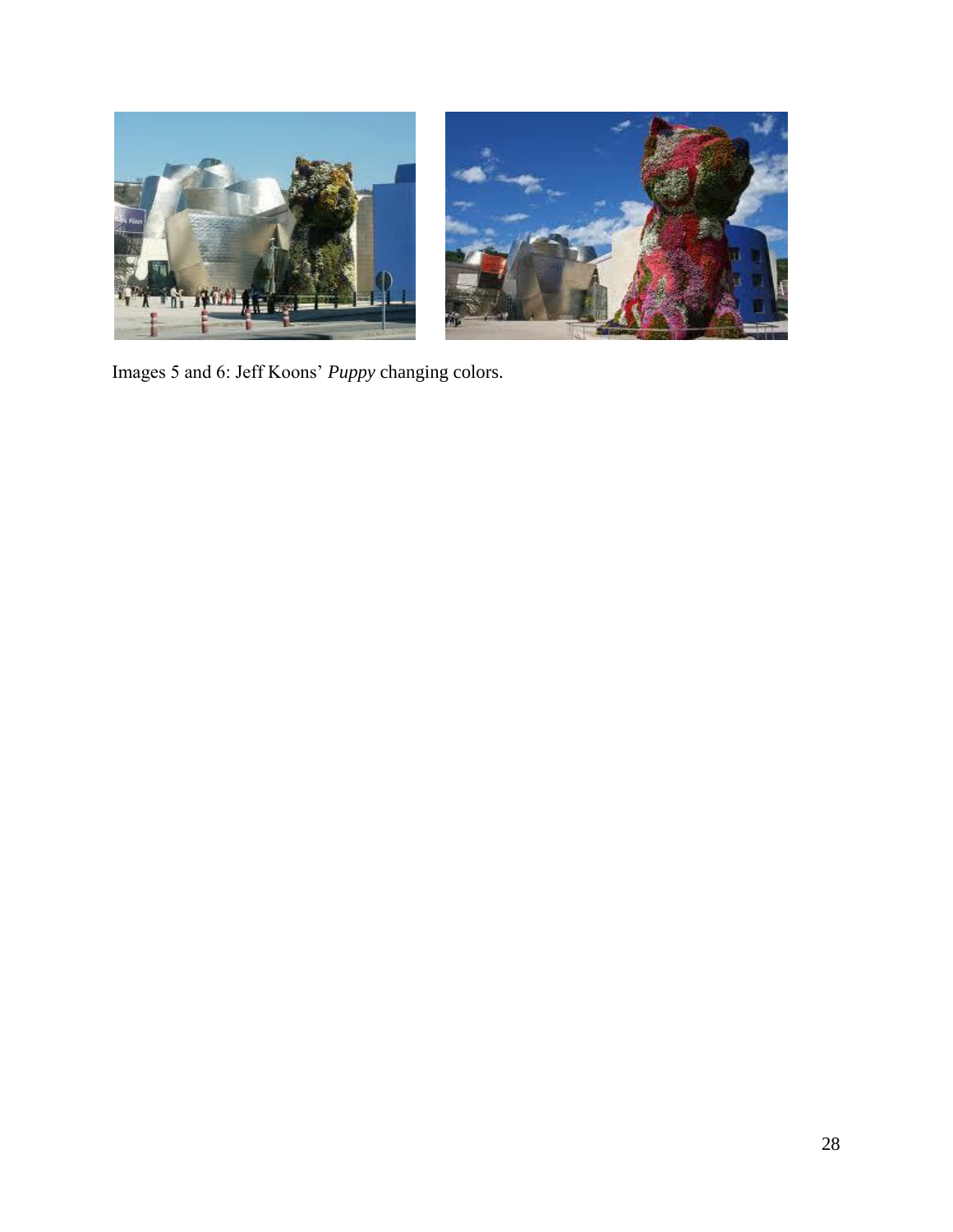Images 5 and 6: Jeff Koons' *Puppy* changing colors.